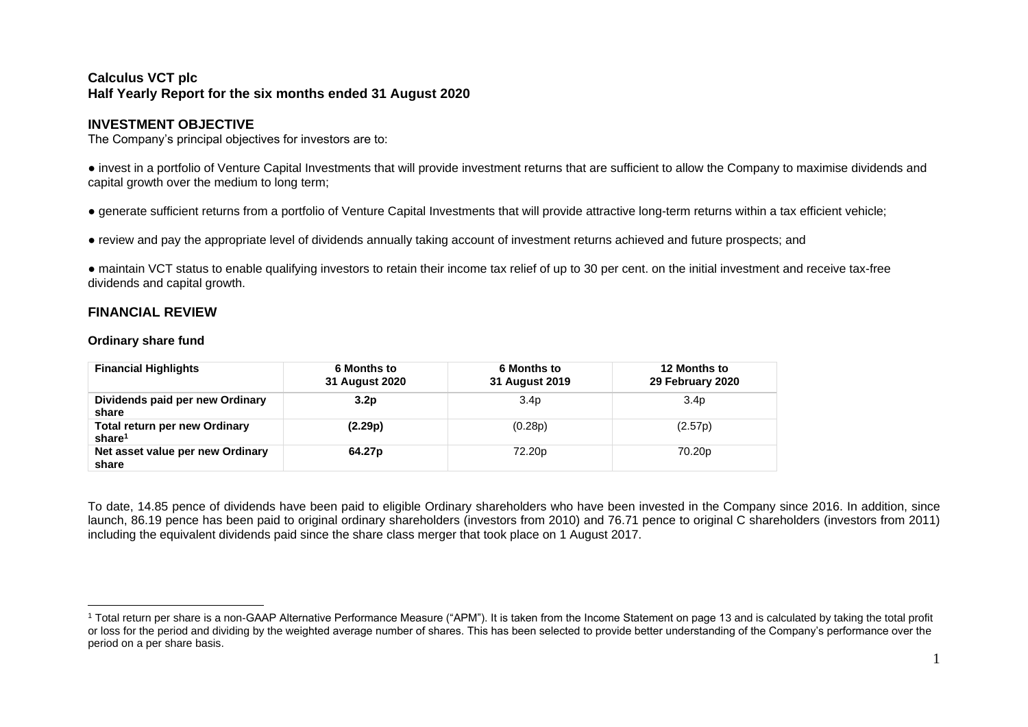# Calculus VCT plc
## Half Yearly Report for the six months ended 31 August 2020

## INVESTMENT OBJECTIVE

The Company's principal objectives for investors are to:

- invest in a portfolio of Venture Capital Investments that will provide investment returns that are sufficient to allow the Company to maximise dividends and capital growth over the medium to long term;
- generate sufficient returns from a portfolio of Venture Capital Investments that will provide attractive long-term returns within a tax efficient vehicle;
- review and pay the appropriate level of dividends annually taking account of investment returns achieved and future prospects; and
- maintain VCT status to enable qualifying investors to retain their income tax relief of up to 30 per cent. on the initial investment and receive tax-free dividends and capital growth.

## FINANCIAL REVIEW

### Ordinary share fund

| Financial Highlights | 6 Months to 31 August 2020 | 6 Months to 31 August 2019 | 12 Months to 29 February 2020 |
|---|---|---|---|
| **Dividends paid per new Ordinary share** | **3.2p** | 3.4p | 3.4p |
| **Total return per new Ordinary share[1]** | **(2.29p)** | (0.28p) | (2.57p) |
| **Net asset value per new Ordinary share** | **64.27p** | 72.20p | 70.20p |

To date, 14.85 pence of dividends have been paid to eligible Ordinary shareholders who have been invested in the Company since 2016. In addition, since launch, 86.19 pence has been paid to original ordinary shareholders (investors from 2010) and 76.71 pence to original C shareholders (investors from 2011) including the equivalent dividends paid since the share class merger that took place on 1 August 2017.

[1] Total return per share is a non-GAAP Alternative Performance Measure ("APM"). It is taken from the Income Statement on page 13 and is calculated by taking the total profit or loss for the period and dividing by the weighted average number of shares. This has been selected to provide better understanding of the Company's performance over the period on a per share basis.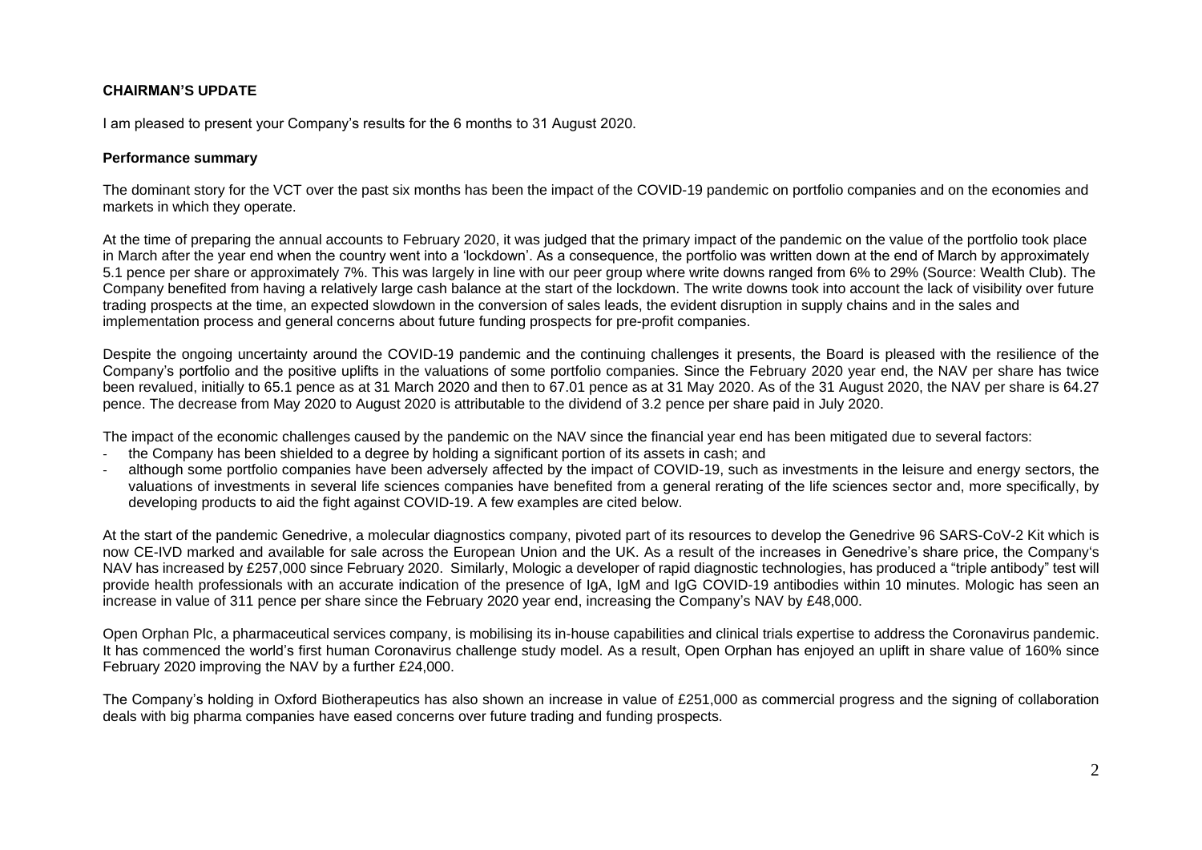**CHAIRMAN'S UPDATE**

I am pleased to present your Company's results for the 6 months to 31 August 2020.

**Performance summary**

The dominant story for the VCT over the past six months has been the impact of the COVID-19 pandemic on portfolio companies and on the economies and markets in which they operate.

At the time of preparing the annual accounts to February 2020, it was judged that the primary impact of the pandemic on the value of the portfolio took place in March after the year end when the country went into a 'lockdown'. As a consequence, the portfolio was written down at the end of March by approximately 5.1 pence per share or approximately 7%. This was largely in line with our peer group where write downs ranged from 6% to 29% (Source: Wealth Club). The Company benefited from having a relatively large cash balance at the start of the lockdown. The write downs took into account the lack of visibility over future trading prospects at the time, an expected slowdown in the conversion of sales leads, the evident disruption in supply chains and in the sales and implementation process and general concerns about future funding prospects for pre-profit companies.

Despite the ongoing uncertainty around the COVID-19 pandemic and the continuing challenges it presents, the Board is pleased with the resilience of the Company's portfolio and the positive uplifts in the valuations of some portfolio companies. Since the February 2020 year end, the NAV per share has twice been revalued, initially to 65.1 pence as at 31 March 2020 and then to 67.01 pence as at 31 May 2020. As of the 31 August 2020, the NAV per share is 64.27 pence. The decrease from May 2020 to August 2020 is attributable to the dividend of 3.2 pence per share paid in July 2020.

The impact of the economic challenges caused by the pandemic on the NAV since the financial year end has been mitigated due to several factors:

- the Company has been shielded to a degree by holding a significant portion of its assets in cash; and
- although some portfolio companies have been adversely affected by the impact of COVID-19, such as investments in the leisure and energy sectors, the valuations of investments in several life sciences companies have benefited from a general rerating of the life sciences sector and, more specifically, by developing products to aid the fight against COVID-19. A few examples are cited below.

At the start of the pandemic Genedrive, a molecular diagnostics company, pivoted part of its resources to develop the Genedrive 96 SARS-CoV-2 Kit which is now CE-IVD marked and available for sale across the European Union and the UK. As a result of the increases in Genedrive's share price, the Company's NAV has increased by £257,000 since February 2020. Similarly, Mologic a developer of rapid diagnostic technologies, has produced a "triple antibody" test will provide health professionals with an accurate indication of the presence of IgA, IgM and IgG COVID-19 antibodies within 10 minutes. Mologic has seen an increase in value of 311 pence per share since the February 2020 year end, increasing the Company's NAV by £48,000.

Open Orphan Plc, a pharmaceutical services company, is mobilising its in-house capabilities and clinical trials expertise to address the Coronavirus pandemic. It has commenced the world's first human Coronavirus challenge study model. As a result, Open Orphan has enjoyed an uplift in share value of 160% since February 2020 improving the NAV by a further £24,000.

The Company's holding in Oxford Biotherapeutics has also shown an increase in value of £251,000 as commercial progress and the signing of collaboration deals with big pharma companies have eased concerns over future trading and funding prospects.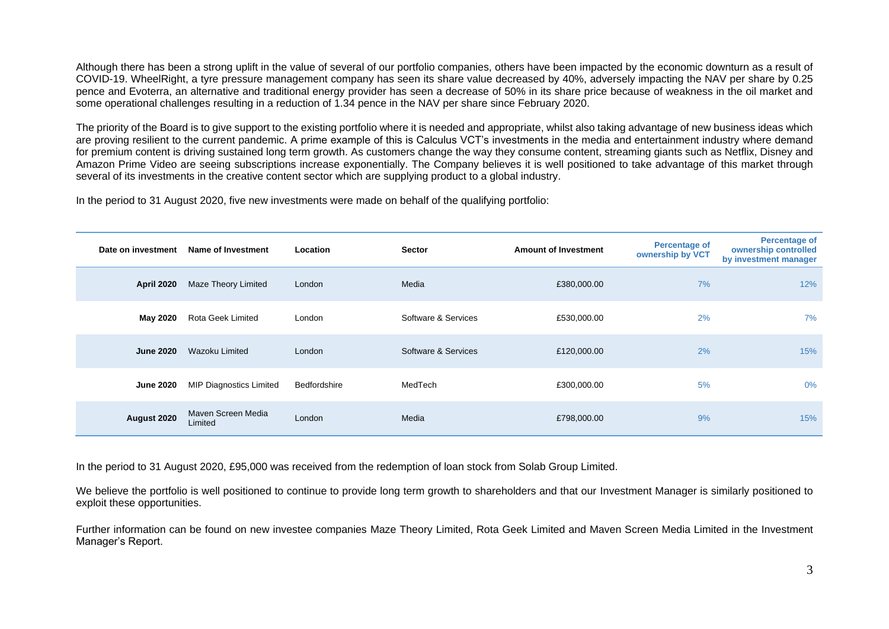Although there has been a strong uplift in the value of several of our portfolio companies, others have been impacted by the economic downturn as a result of COVID-19. WheelRight, a tyre pressure management company has seen its share value decreased by 40%, adversely impacting the NAV per share by 0.25 pence and Evoterra, an alternative and traditional energy provider has seen a decrease of 50% in its share price because of weakness in the oil market and some operational challenges resulting in a reduction of 1.34 pence in the NAV per share since February 2020.

The priority of the Board is to give support to the existing portfolio where it is needed and appropriate, whilst also taking advantage of new business ideas which are proving resilient to the current pandemic. A prime example of this is Calculus VCT's investments in the media and entertainment industry where demand for premium content is driving sustained long term growth. As customers change the way they consume content, streaming giants such as Netflix, Disney and Amazon Prime Video are seeing subscriptions increase exponentially. The Company believes it is well positioned to take advantage of this market through several of its investments in the creative content sector which are supplying product to a global industry.

In the period to 31 August 2020, five new investments were made on behalf of the qualifying portfolio:

| Date on investment | Name of Investment | Location | Sector | Amount of Investment | Percentage of ownership by VCT | Percentage of ownership controlled by investment manager |
|---|---|---|---|---|---|---|
| **April 2020** | Maze Theory Limited | London | Media | £380,000.00 | 7% | 12% |
| **May 2020** | Rota Geek Limited | London | Software & Services | £530,000.00 | 2% | 7% |
| **June 2020** | Wazoku Limited | London | Software & Services | £120,000.00 | 2% | 15% |
| **June 2020** | MIP Diagnostics Limited | Bedfordshire | MedTech | £300,000.00 | 5% | 0% |
| **August 2020** | Maven Screen Media Limited | London | Media | £798,000.00 | 9% | 15% |

In the period to 31 August 2020, £95,000 was received from the redemption of loan stock from Solab Group Limited.

We believe the portfolio is well positioned to continue to provide long term growth to shareholders and that our Investment Manager is similarly positioned to exploit these opportunities.

Further information can be found on new investee companies Maze Theory Limited, Rota Geek Limited and Maven Screen Media Limited in the Investment Manager's Report.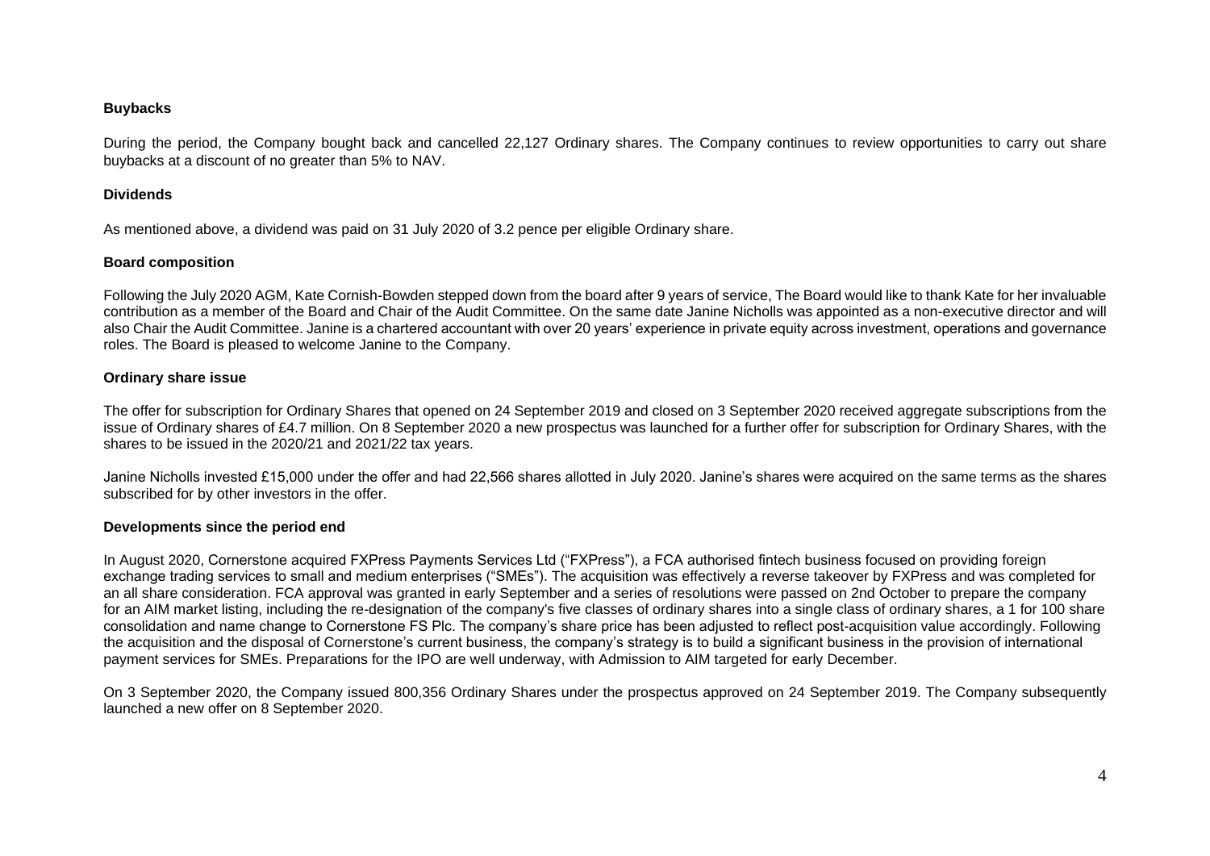**Buybacks**

During the period, the Company bought back and cancelled 22,127 Ordinary shares. The Company continues to review opportunities to carry out share buybacks at a discount of no greater than 5% to NAV.

**Dividends**

As mentioned above, a dividend was paid on 31 July 2020 of 3.2 pence per eligible Ordinary share.

**Board composition**

Following the July 2020 AGM, Kate Cornish-Bowden stepped down from the board after 9 years of service, The Board would like to thank Kate for her invaluable contribution as a member of the Board and Chair of the Audit Committee. On the same date Janine Nicholls was appointed as a non-executive director and will also Chair the Audit Committee. Janine is a chartered accountant with over 20 years' experience in private equity across investment, operations and governance roles. The Board is pleased to welcome Janine to the Company.

**Ordinary share issue**

The offer for subscription for Ordinary Shares that opened on 24 September 2019 and closed on 3 September 2020 received aggregate subscriptions from the issue of Ordinary shares of £4.7 million. On 8 September 2020 a new prospectus was launched for a further offer for subscription for Ordinary Shares, with the shares to be issued in the 2020/21 and 2021/22 tax years.

Janine Nicholls invested £15,000 under the offer and had 22,566 shares allotted in July 2020. Janine's shares were acquired on the same terms as the shares subscribed for by other investors in the offer.

**Developments since the period end**

In August 2020, Cornerstone acquired FXPress Payments Services Ltd ("FXPress"), a FCA authorised fintech business focused on providing foreign exchange trading services to small and medium enterprises ("SMEs"). The acquisition was effectively a reverse takeover by FXPress and was completed for an all share consideration. FCA approval was granted in early September and a series of resolutions were passed on 2nd October to prepare the company for an AIM market listing, including the re-designation of the company's five classes of ordinary shares into a single class of ordinary shares, a 1 for 100 share consolidation and name change to Cornerstone FS Plc. The company's share price has been adjusted to reflect post-acquisition value accordingly. Following the acquisition and the disposal of Cornerstone's current business, the company's strategy is to build a significant business in the provision of international payment services for SMEs. Preparations for the IPO are well underway, with Admission to AIM targeted for early December.

On 3 September 2020, the Company issued 800,356 Ordinary Shares under the prospectus approved on 24 September 2019. The Company subsequently launched a new offer on 8 September 2020.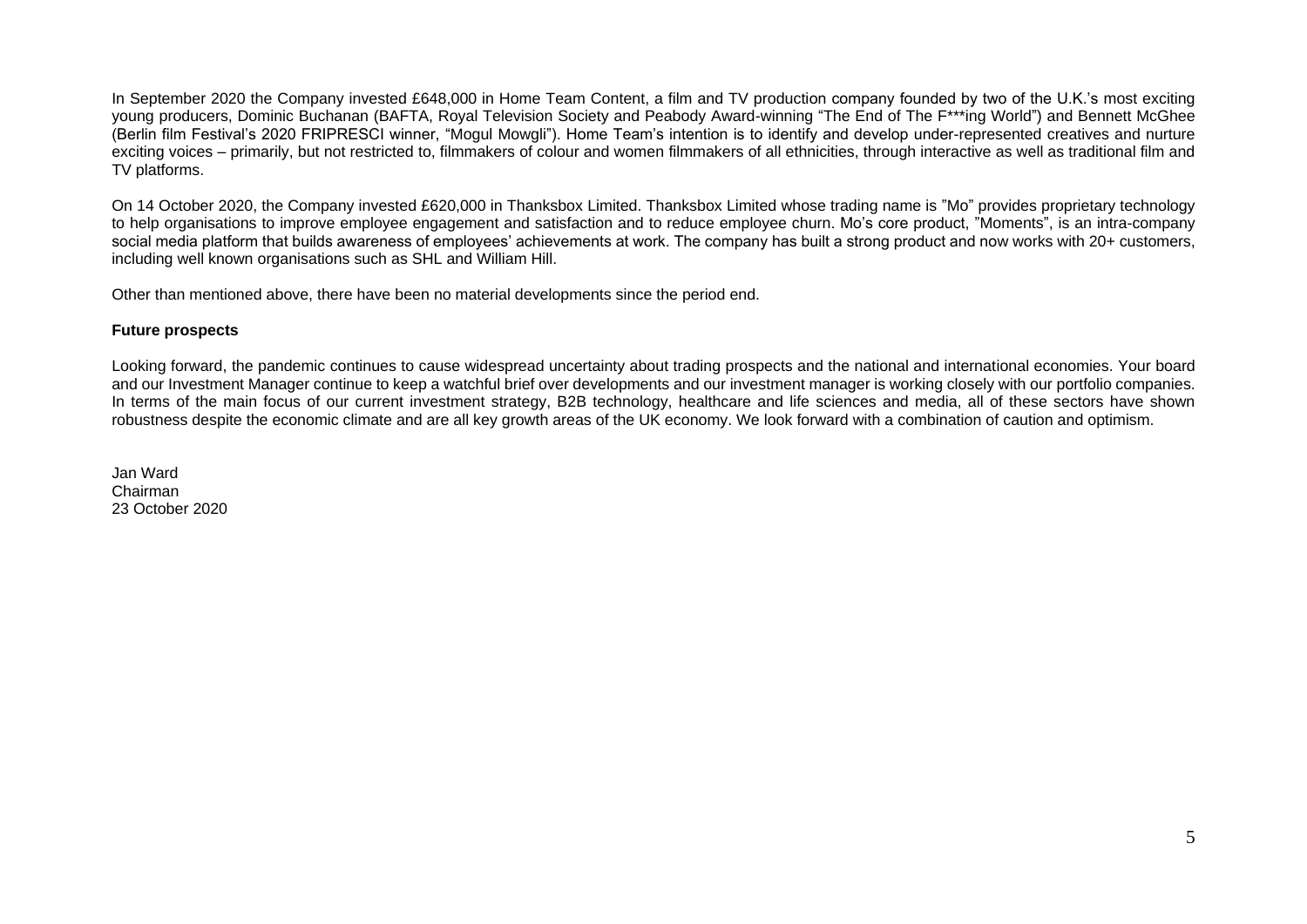In September 2020 the Company invested £648,000 in Home Team Content, a film and TV production company founded by two of the U.K.'s most exciting young producers, Dominic Buchanan (BAFTA, Royal Television Society and Peabody Award-winning "The End of The F***ing World") and Bennett McGhee (Berlin film Festival's 2020 FRIPRESCI winner, "Mogul Mowgli"). Home Team's intention is to identify and develop under-represented creatives and nurture exciting voices – primarily, but not restricted to, filmmakers of colour and women filmmakers of all ethnicities, through interactive as well as traditional film and TV platforms.

On 14 October 2020, the Company invested £620,000 in Thanksbox Limited. Thanksbox Limited whose trading name is "Mo" provides proprietary technology to help organisations to improve employee engagement and satisfaction and to reduce employee churn. Mo's core product, "Moments", is an intra-company social media platform that builds awareness of employees' achievements at work. The company has built a strong product and now works with 20+ customers, including well known organisations such as SHL and William Hill.

Other than mentioned above, there have been no material developments since the period end.

**Future prospects**

Looking forward, the pandemic continues to cause widespread uncertainty about trading prospects and the national and international economies. Your board and our Investment Manager continue to keep a watchful brief over developments and our investment manager is working closely with our portfolio companies. In terms of the main focus of our current investment strategy, B2B technology, healthcare and life sciences and media, all of these sectors have shown robustness despite the economic climate and are all key growth areas of the UK economy. We look forward with a combination of caution and optimism.

Jan Ward
Chairman
23 October 2020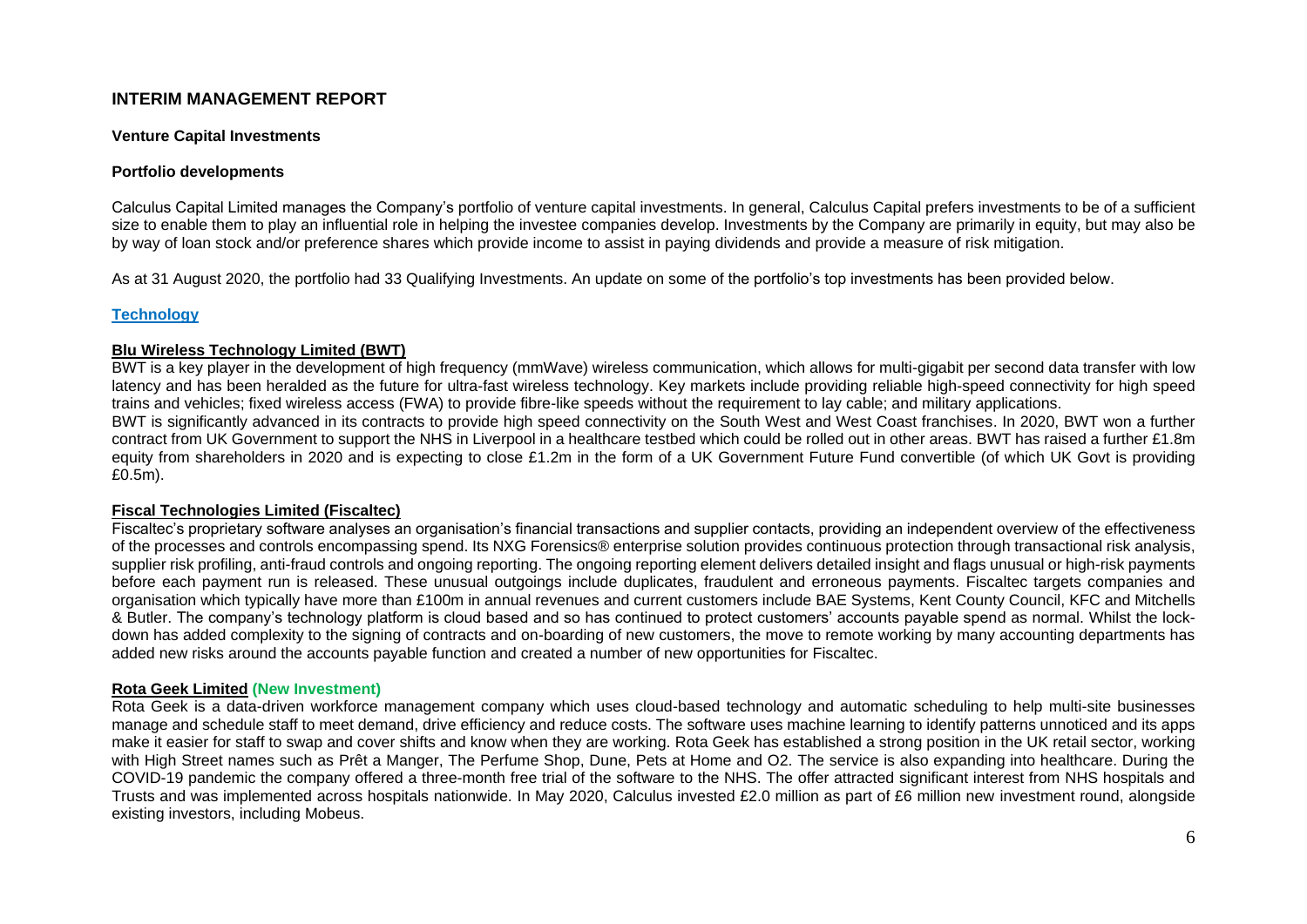## INTERIM MANAGEMENT REPORT

### Venture Capital Investments

#### Portfolio developments

Calculus Capital Limited manages the Company's portfolio of venture capital investments. In general, Calculus Capital prefers investments to be of a sufficient size to enable them to play an influential role in helping the investee companies develop. Investments by the Company are primarily in equity, but may also be by way of loan stock and/or preference shares which provide income to assist in paying dividends and provide a measure of risk mitigation.

As at 31 August 2020, the portfolio had 33 Qualifying Investments. An update on some of the portfolio's top investments has been provided below.

**Technology**

**Blu Wireless Technology Limited (BWT)**

BWT is a key player in the development of high frequency (mmWave) wireless communication, which allows for multi-gigabit per second data transfer with low latency and has been heralded as the future for ultra-fast wireless technology. Key markets include providing reliable high-speed connectivity for high speed trains and vehicles; fixed wireless access (FWA) to provide fibre-like speeds without the requirement to lay cable; and military applications.

BWT is significantly advanced in its contracts to provide high speed connectivity on the South West and West Coast franchises. In 2020, BWT won a further contract from UK Government to support the NHS in Liverpool in a healthcare testbed which could be rolled out in other areas. BWT has raised a further £1.8m equity from shareholders in 2020 and is expecting to close £1.2m in the form of a UK Government Future Fund convertible (of which UK Govt is providing £0.5m).

**Fiscal Technologies Limited (Fiscaltec)**

Fiscaltec's proprietary software analyses an organisation's financial transactions and supplier contacts, providing an independent overview of the effectiveness of the processes and controls encompassing spend. Its NXG Forensics® enterprise solution provides continuous protection through transactional risk analysis, supplier risk profiling, anti-fraud controls and ongoing reporting. The ongoing reporting element delivers detailed insight and flags unusual or high-risk payments before each payment run is released. These unusual outgoings include duplicates, fraudulent and erroneous payments. Fiscaltec targets companies and organisation which typically have more than £100m in annual revenues and current customers include BAE Systems, Kent County Council, KFC and Mitchells & Butler. The company's technology platform is cloud based and so has continued to protect customers' accounts payable spend as normal. Whilst the lock-down has added complexity to the signing of contracts and on-boarding of new customers, the move to remote working by many accounting departments has added new risks around the accounts payable function and created a number of new opportunities for Fiscaltec.

**Rota Geek Limited (New Investment)**

Rota Geek is a data-driven workforce management company which uses cloud-based technology and automatic scheduling to help multi-site businesses manage and schedule staff to meet demand, drive efficiency and reduce costs. The software uses machine learning to identify patterns unnoticed and its apps make it easier for staff to swap and cover shifts and know when they are working. Rota Geek has established a strong position in the UK retail sector, working with High Street names such as Prêt a Manger, The Perfume Shop, Dune, Pets at Home and O2. The service is also expanding into healthcare. During the COVID-19 pandemic the company offered a three-month free trial of the software to the NHS. The offer attracted significant interest from NHS hospitals and Trusts and was implemented across hospitals nationwide. In May 2020, Calculus invested £2.0 million as part of £6 million new investment round, alongside existing investors, including Mobeus.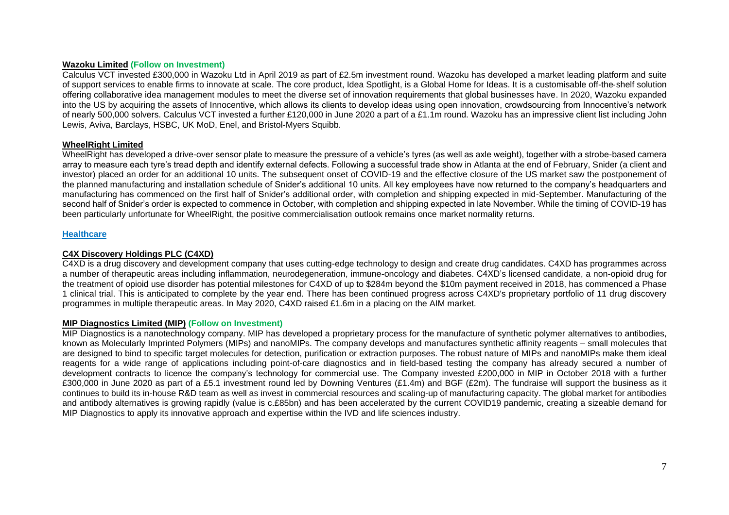**Wazoku Limited (Follow on Investment)**

Calculus VCT invested £300,000 in Wazoku Ltd in April 2019 as part of £2.5m investment round. Wazoku has developed a market leading platform and suite of support services to enable firms to innovate at scale. The core product, Idea Spotlight, is a Global Home for Ideas. It is a customisable off-the-shelf solution offering collaborative idea management modules to meet the diverse set of innovation requirements that global businesses have. In 2020, Wazoku expanded into the US by acquiring the assets of Innocentive, which allows its clients to develop ideas using open innovation, crowdsourcing from Innocentive's network of nearly 500,000 solvers. Calculus VCT invested a further £120,000 in June 2020 a part of a £1.1m round. Wazoku has an impressive client list including John Lewis, Aviva, Barclays, HSBC, UK MoD, Enel, and Bristol-Myers Squibb.

**WheelRight Limited**

WheelRight has developed a drive-over sensor plate to measure the pressure of a vehicle's tyres (as well as axle weight), together with a strobe-based camera array to measure each tyre's tread depth and identify external defects. Following a successful trade show in Atlanta at the end of February, Snider (a client and investor) placed an order for an additional 10 units. The subsequent onset of COVID-19 and the effective closure of the US market saw the postponement of the planned manufacturing and installation schedule of Snider's additional 10 units. All key employees have now returned to the company's headquarters and manufacturing has commenced on the first half of Snider's additional order, with completion and shipping expected in mid-September. Manufacturing of the second half of Snider's order is expected to commence in October, with completion and shipping expected in late November. While the timing of COVID-19 has been particularly unfortunate for WheelRight, the positive commercialisation outlook remains once market normality returns.

## Healthcare

**C4X Discovery Holdings PLC (C4XD)**

C4XD is a drug discovery and development company that uses cutting-edge technology to design and create drug candidates. C4XD has programmes across a number of therapeutic areas including inflammation, neurodegeneration, immune-oncology and diabetes. C4XD's licensed candidate, a non-opioid drug for the treatment of opioid use disorder has potential milestones for C4XD of up to $284m beyond the $10m payment received in 2018, has commenced a Phase 1 clinical trial. This is anticipated to complete by the year end. There has been continued progress across C4XD's proprietary portfolio of 11 drug discovery programmes in multiple therapeutic areas. In May 2020, C4XD raised £1.6m in a placing on the AIM market.

**MIP Diagnostics Limited (MIP) (Follow on Investment)**

MIP Diagnostics is a nanotechnology company. MIP has developed a proprietary process for the manufacture of synthetic polymer alternatives to antibodies, known as Molecularly Imprinted Polymers (MIPs) and nanoMIPs. The company develops and manufactures synthetic affinity reagents – small molecules that are designed to bind to specific target molecules for detection, purification or extraction purposes. The robust nature of MIPs and nanoMIPs make them ideal reagents for a wide range of applications including point-of-care diagnostics and in field-based testing the company has already secured a number of development contracts to licence the company's technology for commercial use. The Company invested £200,000 in MIP in October 2018 with a further £300,000 in June 2020 as part of a £5.1 investment round led by Downing Ventures (£1.4m) and BGF (£2m). The fundraise will support the business as it continues to build its in-house R&D team as well as invest in commercial resources and scaling-up of manufacturing capacity. The global market for antibodies and antibody alternatives is growing rapidly (value is c.£85bn) and has been accelerated by the current COVID19 pandemic, creating a sizeable demand for MIP Diagnostics to apply its innovative approach and expertise within the IVD and life sciences industry.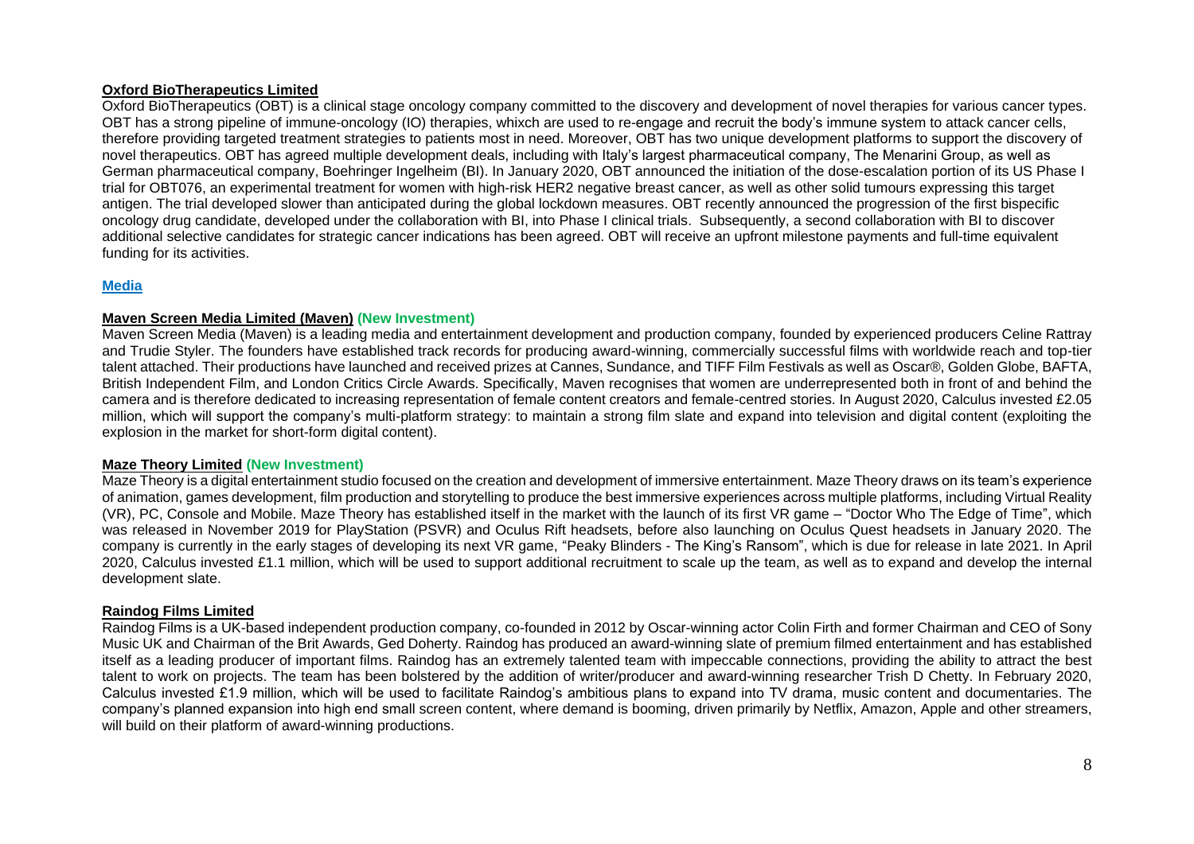**Oxford BioTherapeutics Limited**

Oxford BioTherapeutics (OBT) is a clinical stage oncology company committed to the discovery and development of novel therapies for various cancer types. OBT has a strong pipeline of immune-oncology (IO) therapies, whixch are used to re-engage and recruit the body's immune system to attack cancer cells, therefore providing targeted treatment strategies to patients most in need. Moreover, OBT has two unique development platforms to support the discovery of novel therapeutics. OBT has agreed multiple development deals, including with Italy's largest pharmaceutical company, The Menarini Group, as well as German pharmaceutical company, Boehringer Ingelheim (BI). In January 2020, OBT announced the initiation of the dose-escalation portion of its US Phase I trial for OBT076, an experimental treatment for women with high-risk HER2 negative breast cancer, as well as other solid tumours expressing this target antigen. The trial developed slower than anticipated during the global lockdown measures. OBT recently announced the progression of the first bispecific oncology drug candidate, developed under the collaboration with BI, into Phase I clinical trials. Subsequently, a second collaboration with BI to discover additional selective candidates for strategic cancer indications has been agreed. OBT will receive an upfront milestone payments and full-time equivalent funding for its activities.

## Media

**Maven Screen Media Limited (Maven) (New Investment)**

Maven Screen Media (Maven) is a leading media and entertainment development and production company, founded by experienced producers Celine Rattray and Trudie Styler. The founders have established track records for producing award-winning, commercially successful films with worldwide reach and top-tier talent attached. Their productions have launched and received prizes at Cannes, Sundance, and TIFF Film Festivals as well as Oscar®, Golden Globe, BAFTA, British Independent Film, and London Critics Circle Awards. Specifically, Maven recognises that women are underrepresented both in front of and behind the camera and is therefore dedicated to increasing representation of female content creators and female-centred stories. In August 2020, Calculus invested £2.05 million, which will support the company's multi-platform strategy: to maintain a strong film slate and expand into television and digital content (exploiting the explosion in the market for short-form digital content).

**Maze Theory Limited (New Investment)**

Maze Theory is a digital entertainment studio focused on the creation and development of immersive entertainment. Maze Theory draws on its team's experience of animation, games development, film production and storytelling to produce the best immersive experiences across multiple platforms, including Virtual Reality (VR), PC, Console and Mobile. Maze Theory has established itself in the market with the launch of its first VR game – "Doctor Who The Edge of Time", which was released in November 2019 for PlayStation (PSVR) and Oculus Rift headsets, before also launching on Oculus Quest headsets in January 2020. The company is currently in the early stages of developing its next VR game, "Peaky Blinders - The King's Ransom", which is due for release in late 2021. In April 2020, Calculus invested £1.1 million, which will be used to support additional recruitment to scale up the team, as well as to expand and develop the internal development slate.

**Raindog Films Limited**

Raindog Films is a UK-based independent production company, co-founded in 2012 by Oscar-winning actor Colin Firth and former Chairman and CEO of Sony Music UK and Chairman of the Brit Awards, Ged Doherty. Raindog has produced an award-winning slate of premium filmed entertainment and has established itself as a leading producer of important films. Raindog has an extremely talented team with impeccable connections, providing the ability to attract the best talent to work on projects. The team has been bolstered by the addition of writer/producer and award-winning researcher Trish D Chetty. In February 2020, Calculus invested £1.9 million, which will be used to facilitate Raindog's ambitious plans to expand into TV drama, music content and documentaries. The company's planned expansion into high end small screen content, where demand is booming, driven primarily by Netflix, Amazon, Apple and other streamers, will build on their platform of award-winning productions.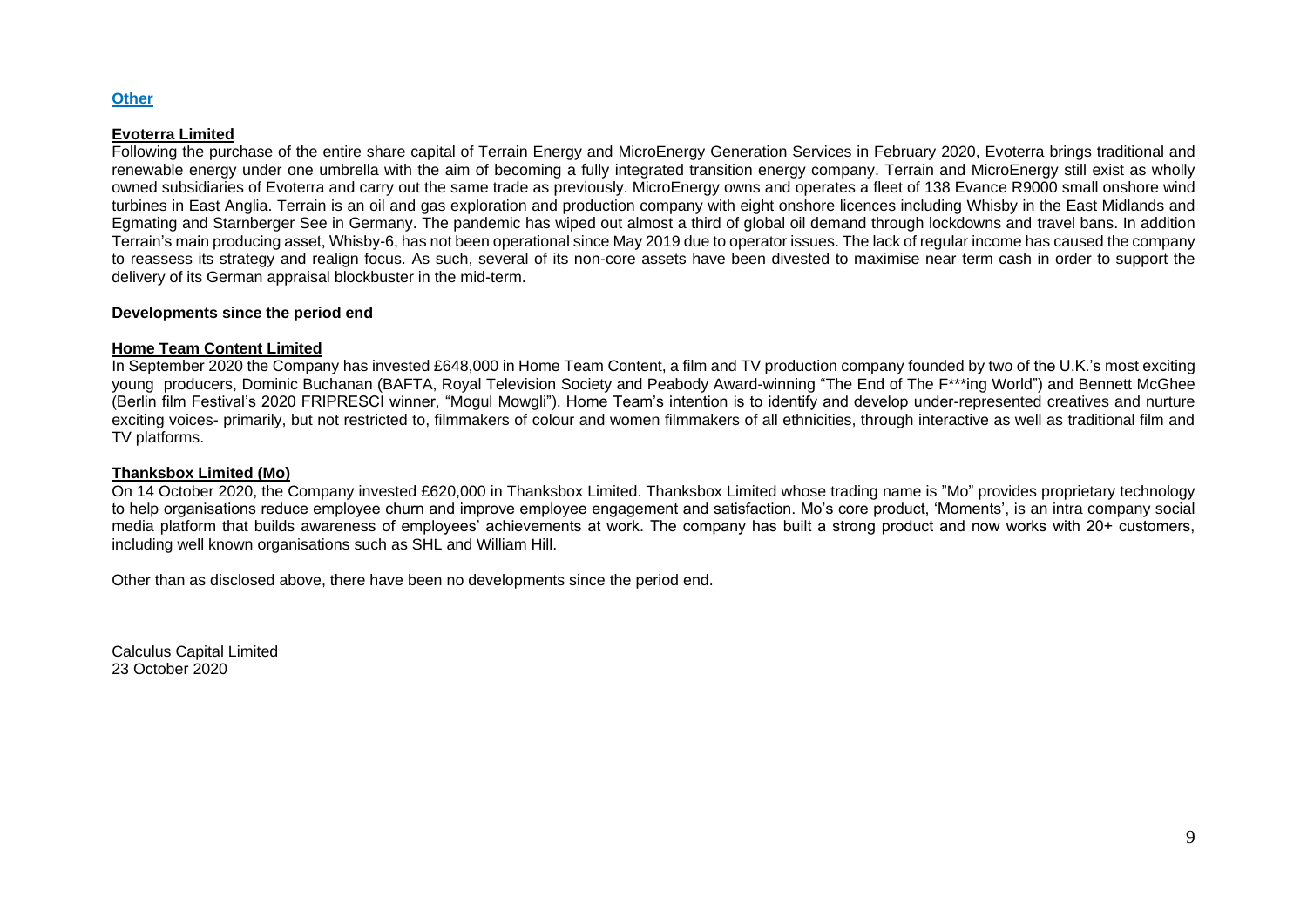## Other

**Evoterra Limited**

Following the purchase of the entire share capital of Terrain Energy and MicroEnergy Generation Services in February 2020, Evoterra brings traditional and renewable energy under one umbrella with the aim of becoming a fully integrated transition energy company. Terrain and MicroEnergy still exist as wholly owned subsidiaries of Evoterra and carry out the same trade as previously. MicroEnergy owns and operates a fleet of 138 Evance R9000 small onshore wind turbines in East Anglia. Terrain is an oil and gas exploration and production company with eight onshore licences including Whisby in the East Midlands and Egmating and Starnberger See in Germany. The pandemic has wiped out almost a third of global oil demand through lockdowns and travel bans. In addition Terrain's main producing asset, Whisby-6, has not been operational since May 2019 due to operator issues. The lack of regular income has caused the company to reassess its strategy and realign focus. As such, several of its non-core assets have been divested to maximise near term cash in order to support the delivery of its German appraisal blockbuster in the mid-term.

### Developments since the period end

**Home Team Content Limited**

In September 2020 the Company has invested £648,000 in Home Team Content, a film and TV production company founded by two of the U.K.'s most exciting young producers, Dominic Buchanan (BAFTA, Royal Television Society and Peabody Award-winning "The End of The F***ing World") and Bennett McGhee (Berlin film Festival's 2020 FRIPRESCI winner, "Mogul Mowgli"). Home Team's intention is to identify and develop under-represented creatives and nurture exciting voices- primarily, but not restricted to, filmmakers of colour and women filmmakers of all ethnicities, through interactive as well as traditional film and TV platforms.

**Thanksbox Limited (Mo)**

On 14 October 2020, the Company invested £620,000 in Thanksbox Limited. Thanksbox Limited whose trading name is "Mo" provides proprietary technology to help organisations reduce employee churn and improve employee engagement and satisfaction. Mo's core product, 'Moments', is an intra company social media platform that builds awareness of employees' achievements at work. The company has built a strong product and now works with 20+ customers, including well known organisations such as SHL and William Hill.

Other than as disclosed above, there have been no developments since the period end.

Calculus Capital Limited
23 October 2020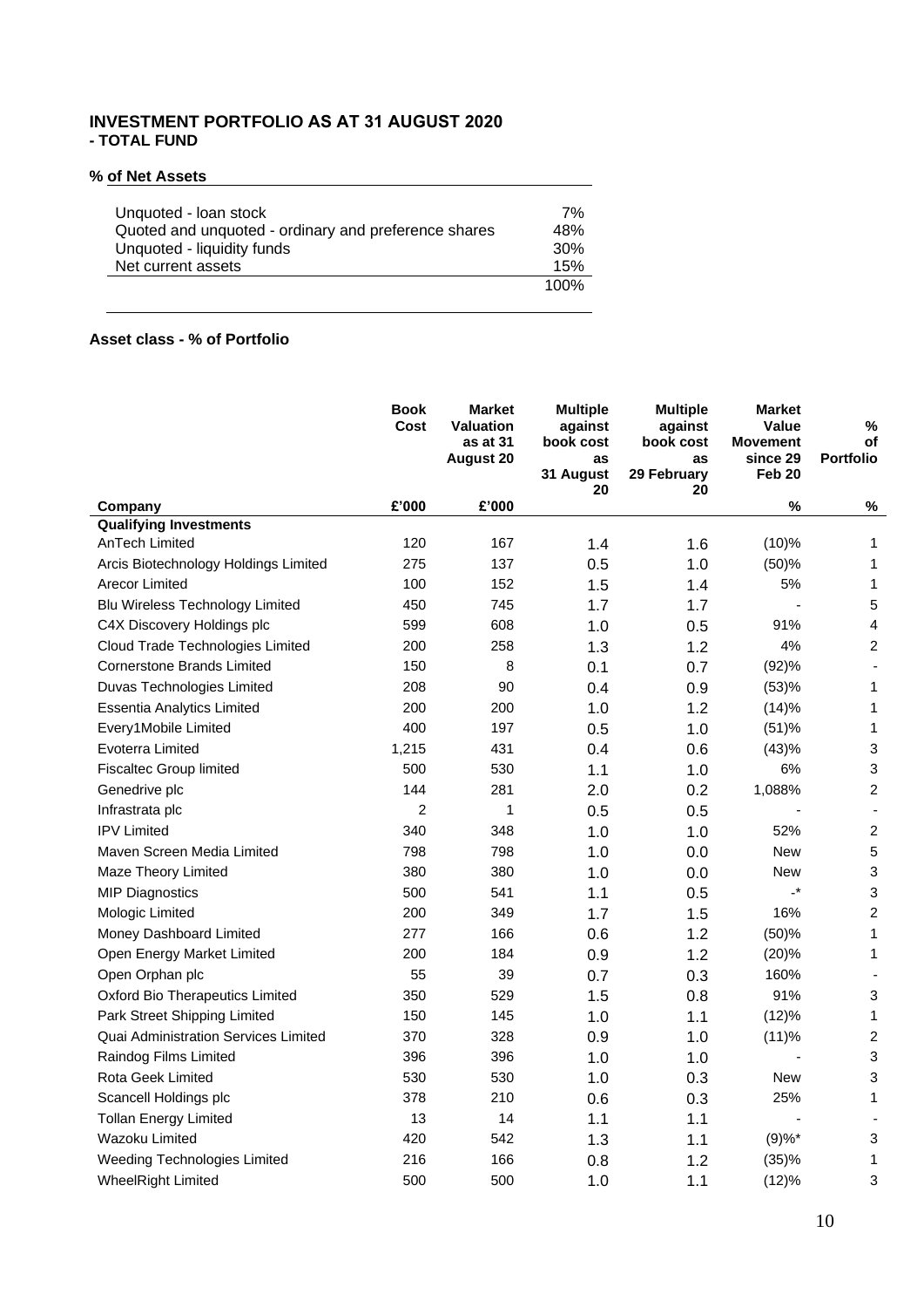# INVESTMENT PORTFOLIO AS AT 31 AUGUST 2020
## - TOTAL FUND

### % of Net Assets

| | |
|---|---|
| Unquoted - loan stock | 7% |
| Quoted and unquoted - ordinary and preference shares | 48% |
| Unquoted - liquidity funds | 30% |
| Net current assets | 15% |
| | 100% |

### Asset class - % of Portfolio

| Company | Book Cost £'000 | Market Valuation as at 31 August 20 £'000 | Multiple against book cost as 31 August 20 | Multiple against book cost as 29 February 20 | Market Value Movement since 29 Feb 20 % | % of Portfolio % |
|---|---|---|---|---|---|---|
| **Qualifying Investments** | | | | | | |
| AnTech Limited | 120 | 167 | 1.4 | 1.6 | (10)% | 1 |
| Arcis Biotechnology Holdings Limited | 275 | 137 | 0.5 | 1.0 | (50)% | 1 |
| Arecor Limited | 100 | 152 | 1.5 | 1.4 | 5% | 1 |
| Blu Wireless Technology Limited | 450 | 745 | 1.7 | 1.7 | - | 5 |
| C4X Discovery Holdings plc | 599 | 608 | 1.0 | 0.5 | 91% | 4 |
| Cloud Trade Technologies Limited | 200 | 258 | 1.3 | 1.2 | 4% | 2 |
| Cornerstone Brands Limited | 150 | 8 | 0.1 | 0.7 | (92)% | - |
| Duvas Technologies Limited | 208 | 90 | 0.4 | 0.9 | (53)% | 1 |
| Essentia Analytics Limited | 200 | 200 | 1.0 | 1.2 | (14)% | 1 |
| Every1Mobile Limited | 400 | 197 | 0.5 | 1.0 | (51)% | 1 |
| Evoterra Limited | 1,215 | 431 | 0.4 | 0.6 | (43)% | 3 |
| Fiscaltec Group limited | 500 | 530 | 1.1 | 1.0 | 6% | 3 |
| Genedrive plc | 144 | 281 | 2.0 | 0.2 | 1,088% | 2 |
| Infrastrata plc | 2 | 1 | 0.5 | 0.5 | - | - |
| IPV Limited | 340 | 348 | 1.0 | 1.0 | 52% | 2 |
| Maven Screen Media Limited | 798 | 798 | 1.0 | 0.0 | New | 5 |
| Maze Theory Limited | 380 | 380 | 1.0 | 0.0 | New | 3 |
| MIP Diagnostics | 500 | 541 | 1.1 | 0.5 | -* | 3 |
| Mologic Limited | 200 | 349 | 1.7 | 1.5 | 16% | 2 |
| Money Dashboard Limited | 277 | 166 | 0.6 | 1.2 | (50)% | 1 |
| Open Energy Market Limited | 200 | 184 | 0.9 | 1.2 | (20)% | 1 |
| Open Orphan plc | 55 | 39 | 0.7 | 0.3 | 160% | - |
| Oxford Bio Therapeutics Limited | 350 | 529 | 1.5 | 0.8 | 91% | 3 |
| Park Street Shipping Limited | 150 | 145 | 1.0 | 1.1 | (12)% | 1 |
| Quai Administration Services Limited | 370 | 328 | 0.9 | 1.0 | (11)% | 2 |
| Raindog Films Limited | 396 | 396 | 1.0 | 1.0 | - | 3 |
| Rota Geek Limited | 530 | 530 | 1.0 | 0.3 | New | 3 |
| Scancell Holdings plc | 378 | 210 | 0.6 | 0.3 | 25% | 1 |
| Tollan Energy Limited | 13 | 14 | 1.1 | 1.1 | - | - |
| Wazoku Limited | 420 | 542 | 1.3 | 1.1 | (9)%* | 3 |
| Weeding Technologies Limited | 216 | 166 | 0.8 | 1.2 | (35)% | 1 |
| WheelRight Limited | 500 | 500 | 1.0 | 1.1 | (12)% | 3 |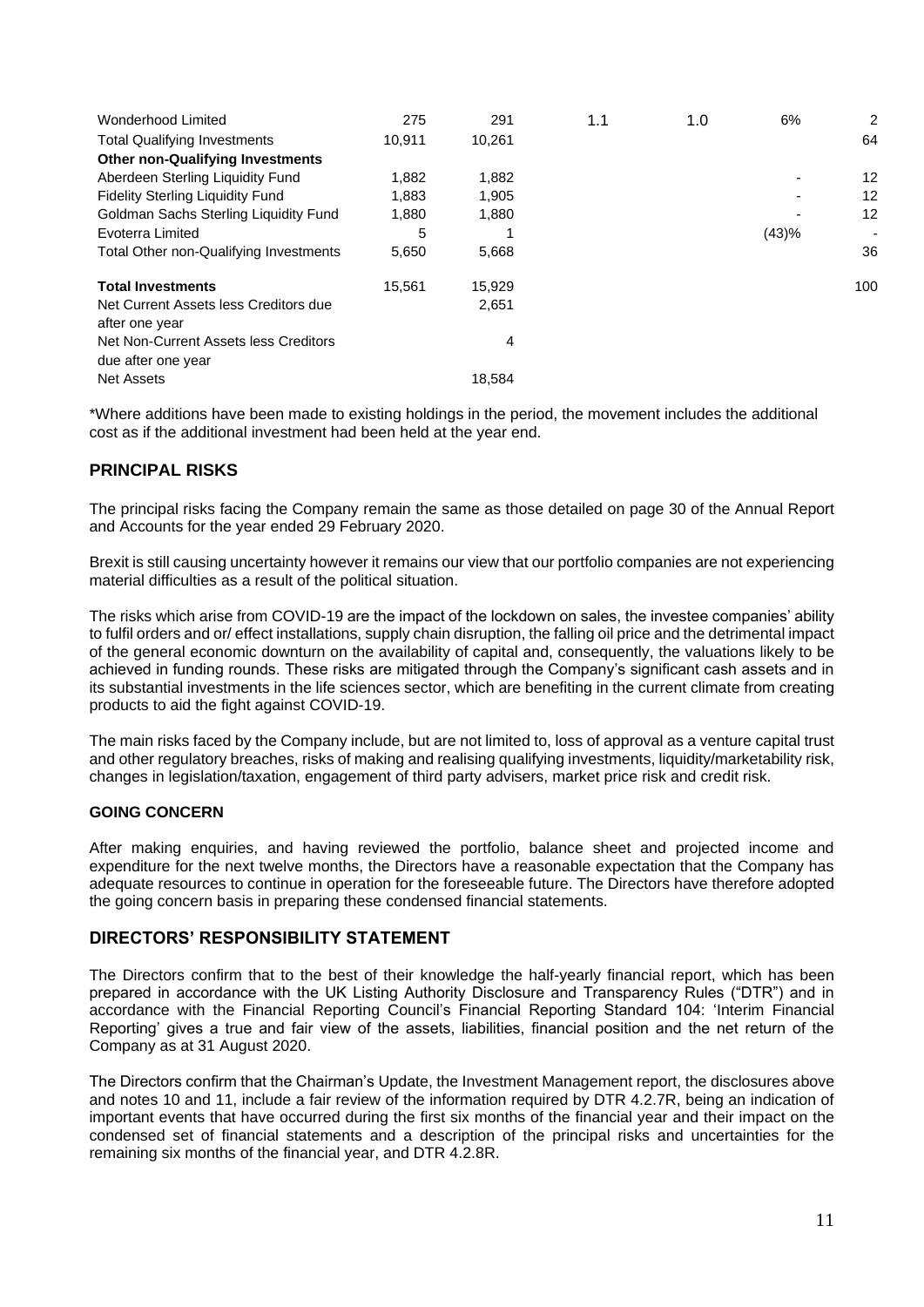| | | | | | | |
|---|---|---|---|---|---|---|
| Wonderhood Limited | 275 | 291 | 1.1 | 1.0 | 6% | 2 |
| Total Qualifying Investments | 10,911 | 10,261 | | | | 64 |
| **Other non-Qualifying Investments** | | | | | | |
| Aberdeen Sterling Liquidity Fund | 1,882 | 1,882 | | | - | 12 |
| Fidelity Sterling Liquidity Fund | 1,883 | 1,905 | | | - | 12 |
| Goldman Sachs Sterling Liquidity Fund | 1,880 | 1,880 | | | - | 12 |
| Evoterra Limited | 5 | 1 | | | (43)% | - |
| Total Other non-Qualifying Investments | 5,650 | 5,668 | | | | 36 |
| **Total Investments** | 15,561 | 15,929 | | | | 100 |
| Net Current Assets less Creditors due after one year | | 2,651 | | | | |
| Net Non-Current Assets less Creditors due after one year | | 4 | | | | |
| Net Assets | | 18,584 | | | | |

*Where additions have been made to existing holdings in the period, the movement includes the additional cost as if the additional investment had been held at the year end.

## PRINCIPAL RISKS

The principal risks facing the Company remain the same as those detailed on page 30 of the Annual Report and Accounts for the year ended 29 February 2020.

Brexit is still causing uncertainty however it remains our view that our portfolio companies are not experiencing material difficulties as a result of the political situation.

The risks which arise from COVID-19 are the impact of the lockdown on sales, the investee companies' ability to fulfil orders and or/ effect installations, supply chain disruption, the falling oil price and the detrimental impact of the general economic downturn on the availability of capital and, consequently, the valuations likely to be achieved in funding rounds. These risks are mitigated through the Company's significant cash assets and in its substantial investments in the life sciences sector, which are benefiting in the current climate from creating products to aid the fight against COVID-19.

The main risks faced by the Company include, but are not limited to, loss of approval as a venture capital trust and other regulatory breaches, risks of making and realising qualifying investments, liquidity/marketability risk, changes in legislation/taxation, engagement of third party advisers, market price risk and credit risk.

### GOING CONCERN

After making enquiries, and having reviewed the portfolio, balance sheet and projected income and expenditure for the next twelve months, the Directors have a reasonable expectation that the Company has adequate resources to continue in operation for the foreseeable future. The Directors have therefore adopted the going concern basis in preparing these condensed financial statements.

## DIRECTORS' RESPONSIBILITY STATEMENT

The Directors confirm that to the best of their knowledge the half-yearly financial report, which has been prepared in accordance with the UK Listing Authority Disclosure and Transparency Rules ("DTR") and in accordance with the Financial Reporting Council's Financial Reporting Standard 104: 'Interim Financial Reporting' gives a true and fair view of the assets, liabilities, financial position and the net return of the Company as at 31 August 2020.

The Directors confirm that the Chairman's Update, the Investment Management report, the disclosures above and notes 10 and 11, include a fair review of the information required by DTR 4.2.7R, being an indication of important events that have occurred during the first six months of the financial year and their impact on the condensed set of financial statements and a description of the principal risks and uncertainties for the remaining six months of the financial year, and DTR 4.2.8R.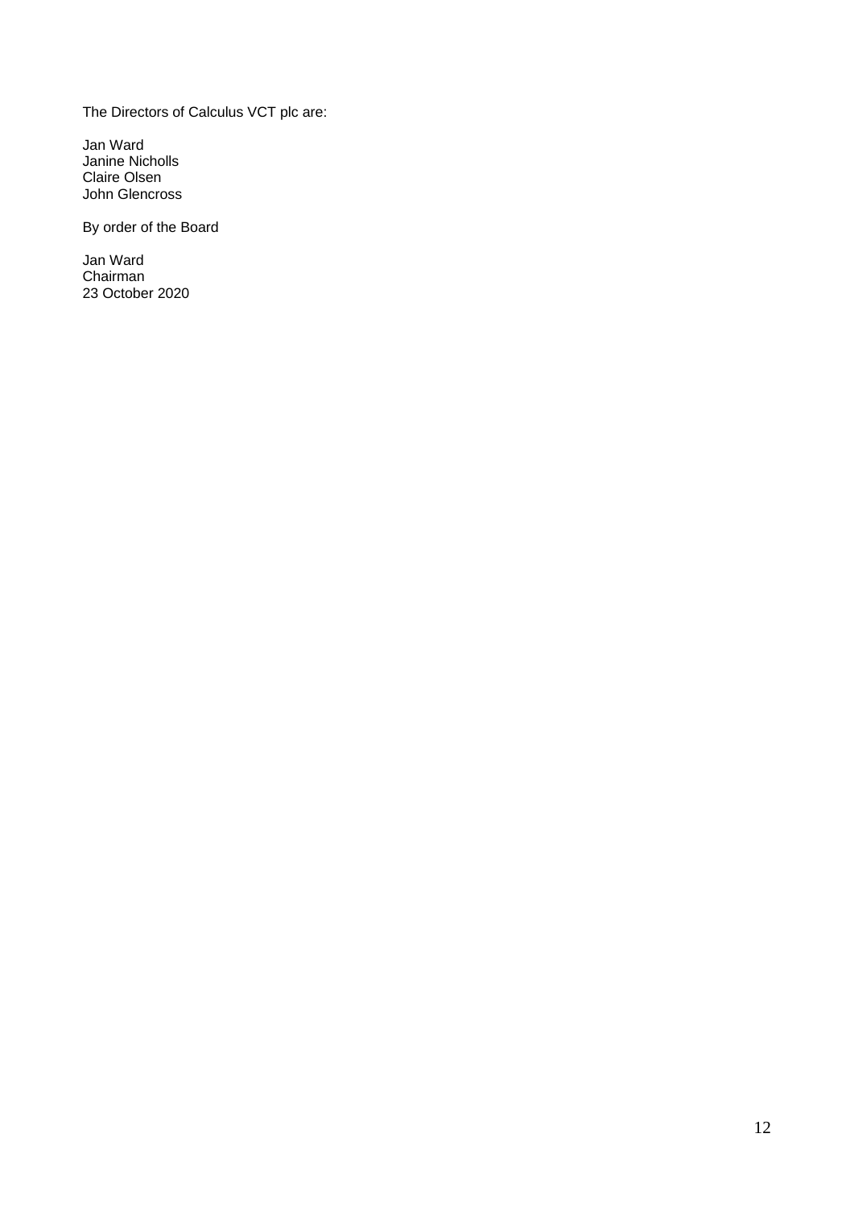The Directors of Calculus VCT plc are:

Jan Ward  
Janine Nicholls  
Claire Olsen  
John Glencross

By order of the Board

Jan Ward  
Chairman  
23 October 2020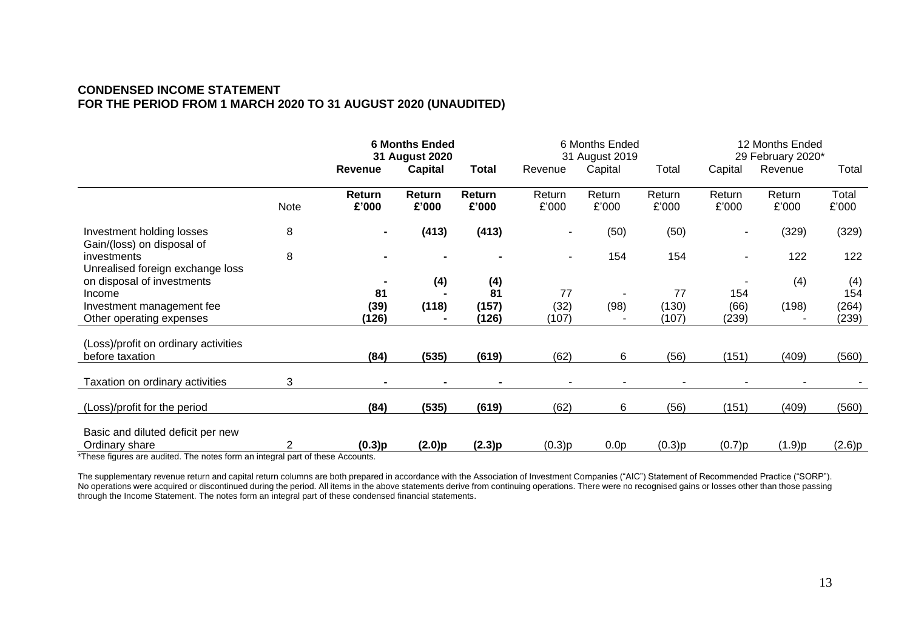**CONDENSED INCOME STATEMENT**
**FOR THE PERIOD FROM 1 MARCH 2020 TO 31 AUGUST 2020 (UNAUDITED)**

| | | **6 Months Ended 31 August 2020** | | | 6 Months Ended 31 August 2019 | | | 12 Months Ended 29 February 2020* | | |
|---|---|---|---|---|---|---|---|---|---|---|
| | | **Revenue** | **Capital** | **Total** | Revenue | Capital | Total | Capital | Revenue | Total |
| | Note | **Return £'000** | **Return £'000** | **Return £'000** | Return £'000 | Return £'000 | Return £'000 | Return £'000 | Return £'000 | Total £'000 |
| Investment holding losses | 8 | **-** | **(413)** | **(413)** | - | (50) | (50) | - | (329) | (329) |
| Gain/(loss) on disposal of investments | 8 | **-** | **-** | **-** | - | 154 | 154 | - | 122 | 122 |
| Unrealised foreign exchange loss on disposal of investments | | **-** | **(4)** | **(4)** | | | | - | (4) | (4) |
| Income | | **81** | **-** | **81** | 77 | - | 77 | 154 | | 154 |
| Investment management fee | | **(39)** | **(118)** | **(157)** | (32) | (98) | (130) | (66) | (198) | (264) |
| Other operating expenses | | **(126)** | **-** | **(126)** | (107) | - | (107) | (239) | - | (239) |
| (Loss)/profit on ordinary activities before taxation | | **(84)** | **(535)** | **(619)** | (62) | 6 | (56) | (151) | (409) | (560) |
| Taxation on ordinary activities | 3 | **-** | **-** | **-** | - | - | - | - | - | - |
| (Loss)/profit for the period | | **(84)** | **(535)** | **(619)** | (62) | 6 | (56) | (151) | (409) | (560) |
| Basic and diluted deficit per new Ordinary share | 2 | **(0.3)p** | **(2.0)p** | **(2.3)p** | (0.3)p | 0.0p | (0.3)p | (0.7)p | (1.9)p | (2.6)p |

*These figures are audited. The notes form an integral part of these Accounts.

The supplementary revenue return and capital return columns are both prepared in accordance with the Association of Investment Companies ("AIC") Statement of Recommended Practice ("SORP"). No operations were acquired or discontinued during the period. All items in the above statements derive from continuing operations. There were no recognised gains or losses other than those passing through the Income Statement. The notes form an integral part of these condensed financial statements.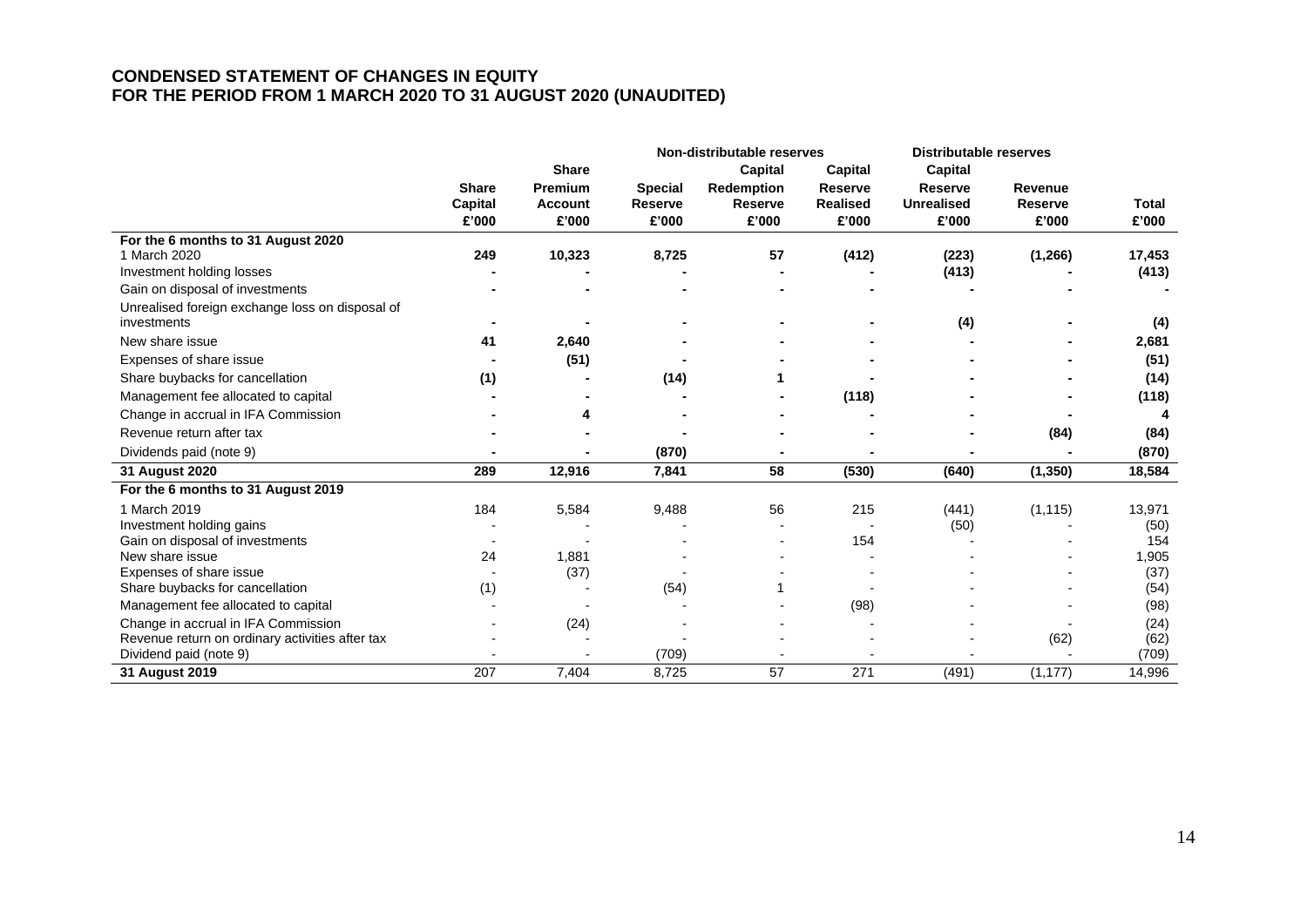# CONDENSED STATEMENT OF CHANGES IN EQUITY
# FOR THE PERIOD FROM 1 MARCH 2020 TO 31 AUGUST 2020 (UNAUDITED)

| | | | Non-distributable reserves | | | Distributable reserves | | |
|---|---|---|---|---|---|---|---|---|
| | **Share Capital** | **Share Premium Account** | **Special Reserve** | **Capital Redemption Reserve** | **Capital Reserve Realised** | **Capital Reserve Unrealised** | **Revenue Reserve** | **Total** |
| | **£'000** | **£'000** | **£'000** | **£'000** | **£'000** | **£'000** | **£'000** | **£'000** |
| **For the 6 months to 31 August 2020** | | | | | | | | |
| 1 March 2020 | **249** | **10,323** | **8,725** | **57** | **(412)** | **(223)** | **(1,266)** | **17,453** |
| Investment holding losses | **-** | **-** | **-** | **-** | **-** | **(413)** | **-** | **(413)** |
| Gain on disposal of investments | **-** | **-** | **-** | **-** | **-** | **-** | **-** | **-** |
| Unrealised foreign exchange loss on disposal of investments | **-** | **-** | **-** | **-** | **-** | **(4)** | **-** | **(4)** |
| New share issue | **41** | **2,640** | **-** | **-** | **-** | **-** | **-** | **2,681** |
| Expenses of share issue | **-** | **(51)** | **-** | **-** | **-** | **-** | **-** | **(51)** |
| Share buybacks for cancellation | **(1)** | **-** | **(14)** | **1** | **-** | **-** | **-** | **(14)** |
| Management fee allocated to capital | **-** | **-** | **-** | **-** | **(118)** | **-** | **-** | **(118)** |
| Change in accrual in IFA Commission | **-** | **4** | **-** | **-** | **-** | **-** | **-** | **4** |
| Revenue return after tax | **-** | **-** | **-** | **-** | **-** | **-** | **(84)** | **(84)** |
| Dividends paid (note 9) | **-** | **-** | **(870)** | **-** | **-** | **-** | **-** | **(870)** |
| **31 August 2020** | **289** | **12,916** | **7,841** | **58** | **(530)** | **(640)** | **(1,350)** | **18,584** |
| **For the 6 months to 31 August 2019** | | | | | | | | |
| 1 March 2019 | 184 | 5,584 | 9,488 | 56 | 215 | (441) | (1,115) | 13,971 |
| Investment holding gains | - | - | - | - | - | (50) | - | (50) |
| Gain on disposal of investments | - | - | - | - | 154 | - | - | 154 |
| New share issue | 24 | 1,881 | - | - | - | - | - | 1,905 |
| Expenses of share issue | - | (37) | - | - | - | - | - | (37) |
| Share buybacks for cancellation | (1) | - | (54) | 1 | - | - | - | (54) |
| Management fee allocated to capital | - | - | - | - | (98) | - | - | (98) |
| Change in accrual in IFA Commission | - | (24) | - | - | - | - | - | (24) |
| Revenue return on ordinary activities after tax | - | - | - | - | - | - | (62) | (62) |
| Dividend paid (note 9) | - | - | (709) | - | - | - | - | (709) |
| **31 August 2019** | 207 | 7,404 | 8,725 | 57 | 271 | (491) | (1,177) | 14,996 |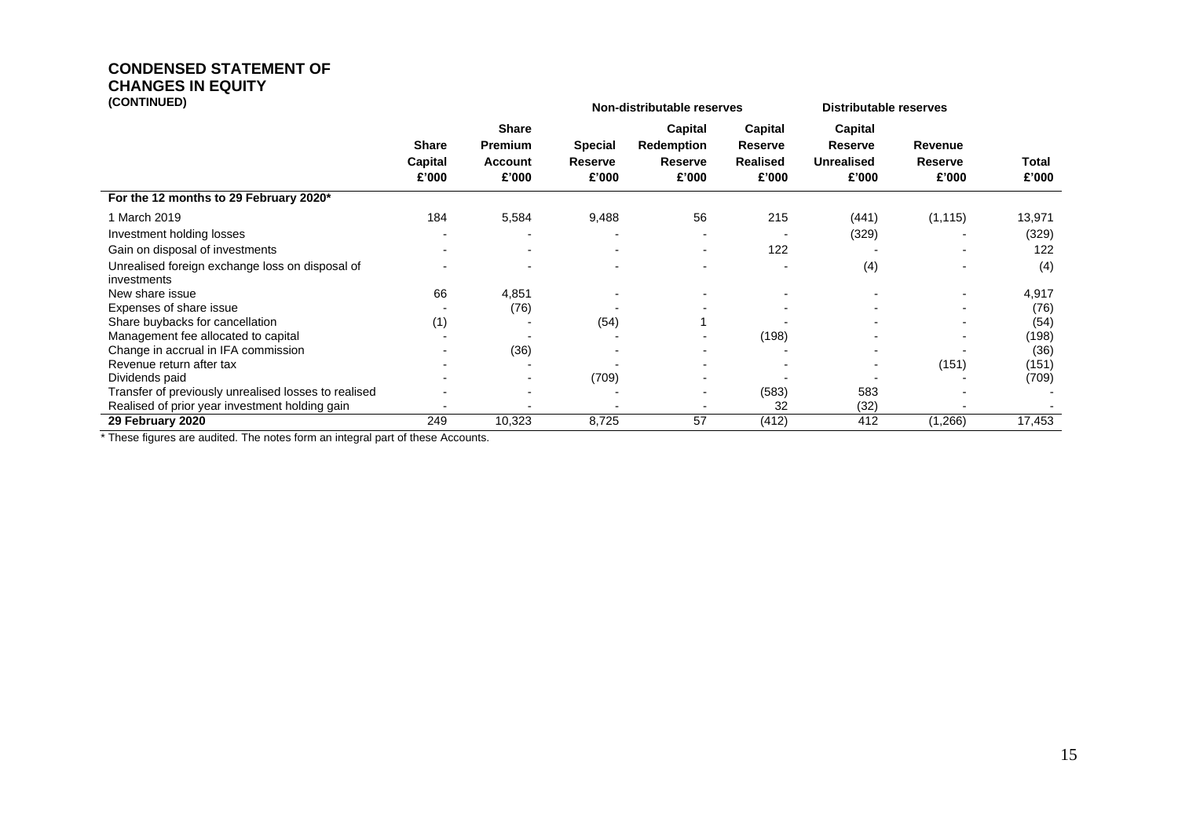## CONDENSED STATEMENT OF CHANGES IN EQUITY (CONTINUED)

| | | | Non-distributable reserves | | | Distributable reserves | | |
|---|---|---|---|---|---|---|---|---|
| | Share Capital £'000 | Share Premium Account £'000 | Special Reserve £'000 | Capital Redemption Reserve £'000 | Capital Reserve Realised £'000 | Capital Reserve Unrealised £'000 | Revenue Reserve £'000 | Total £'000 |
| **For the 12 months to 29 February 2020*** | | | | | | | | |
| 1 March 2019 | 184 | 5,584 | 9,488 | 56 | 215 | (441) | (1,115) | 13,971 |
| Investment holding losses | - | - | - | - | - | (329) | - | (329) |
| Gain on disposal of investments | - | - | - | - | 122 | - | - | 122 |
| Unrealised foreign exchange loss on disposal of investments | - | - | - | - | - | (4) | - | (4) |
| New share issue | 66 | 4,851 | - | - | - | - | - | 4,917 |
| Expenses of share issue | - | (76) | - | - | - | - | - | (76) |
| Share buybacks for cancellation | (1) | - | (54) | 1 | - | - | - | (54) |
| Management fee allocated to capital | - | - | - | - | (198) | - | - | (198) |
| Change in accrual in IFA commission | - | (36) | - | - | - | - | - | (36) |
| Revenue return after tax | - | - | - | - | - | - | (151) | (151) |
| Dividends paid | - | - | (709) | - | - | - | - | (709) |
| Transfer of previously unrealised losses to realised | - | - | - | - | (583) | 583 | - | - |
| Realised of prior year investment holding gain | - | - | - | - | 32 | (32) | - | - |
| **29 February 2020** | 249 | 10,323 | 8,725 | 57 | (412) | 412 | (1,266) | 17,453 |

* These figures are audited. The notes form an integral part of these Accounts.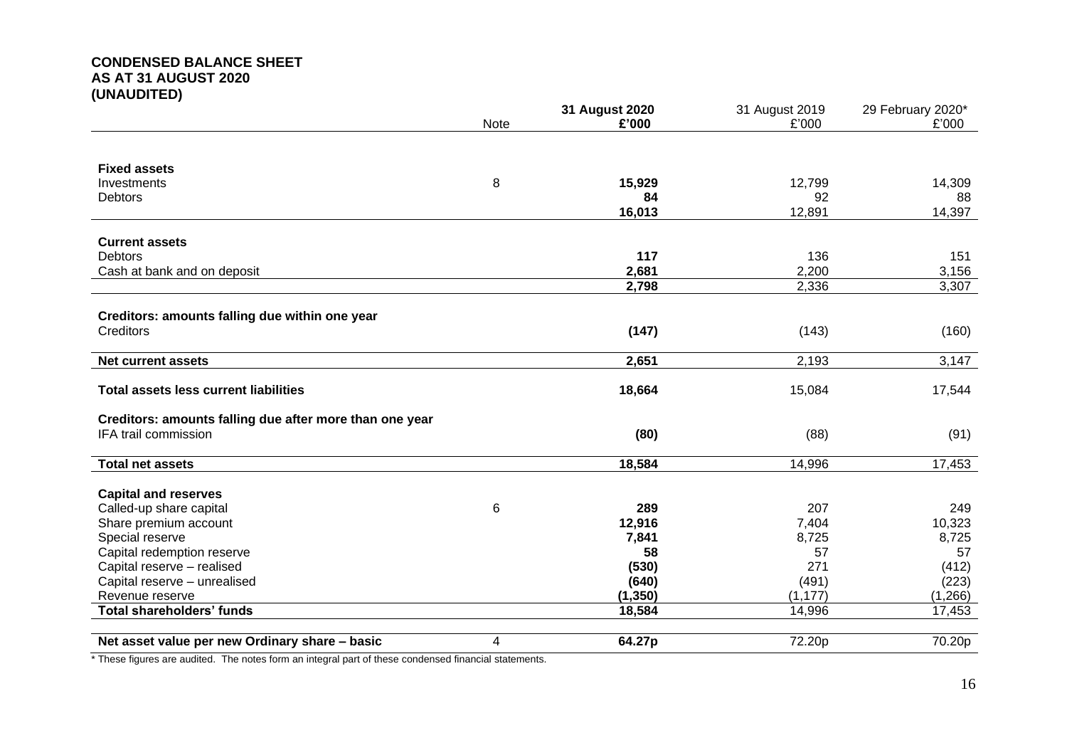**CONDENSED BALANCE SHEET**
**AS AT 31 AUGUST 2020**
**(UNAUDITED)**

| | Note | **31 August 2020 £'000** | 31 August 2019 £'000 | 29 February 2020* £'000 |
|---|---|---|---|---|
| **Fixed assets** | | | | |
| Investments | 8 | **15,929** | 12,799 | 14,309 |
| Debtors | | **84** | 92 | 88 |
| | | **16,013** | 12,891 | 14,397 |
| **Current assets** | | | | |
| Debtors | | **117** | 136 | 151 |
| Cash at bank and on deposit | | **2,681** | 2,200 | 3,156 |
| | | **2,798** | 2,336 | 3,307 |
| **Creditors: amounts falling due within one year** | | | | |
| Creditors | | **(147)** | (143) | (160) |
| **Net current assets** | | **2,651** | 2,193 | 3,147 |
| **Total assets less current liabilities** | | **18,664** | 15,084 | 17,544 |
| **Creditors: amounts falling due after more than one year** | | | | |
| IFA trail commission | | **(80)** | (88) | (91) |
| **Total net assets** | | **18,584** | 14,996 | 17,453 |
| **Capital and reserves** | | | | |
| Called-up share capital | 6 | **289** | 207 | 249 |
| Share premium account | | **12,916** | 7,404 | 10,323 |
| Special reserve | | **7,841** | 8,725 | 8,725 |
| Capital redemption reserve | | **58** | 57 | 57 |
| Capital reserve – realised | | **(530)** | 271 | (412) |
| Capital reserve – unrealised | | **(640)** | (491) | (223) |
| Revenue reserve | | **(1,350)** | (1,177) | (1,266) |
| **Total shareholders' funds** | | **18,584** | 14,996 | 17,453 |
| **Net asset value per new Ordinary share – basic** | 4 | **64.27p** | 72.20p | 70.20p |

* These figures are audited. The notes form an integral part of these condensed financial statements.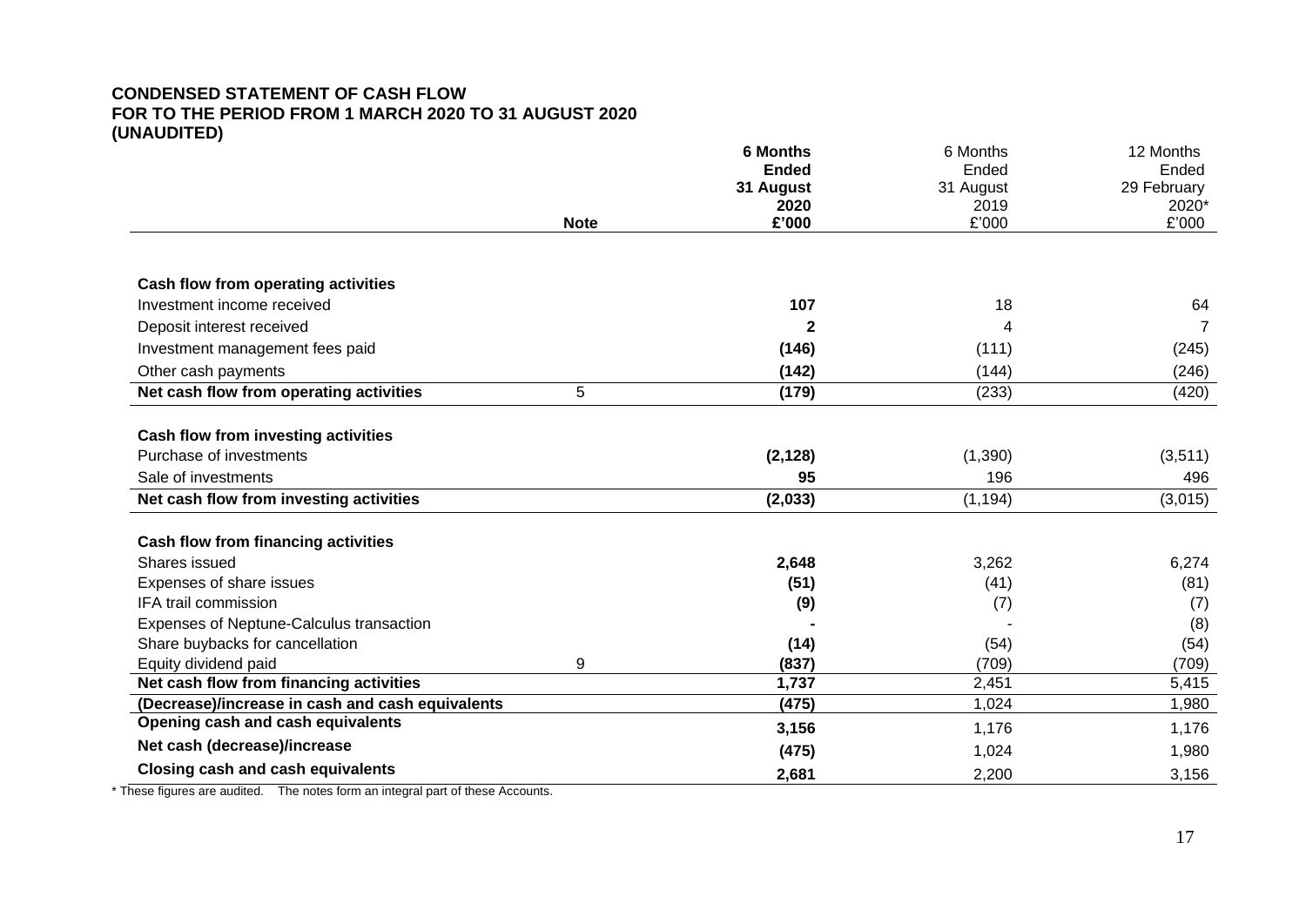**CONDENSED STATEMENT OF CASH FLOW**
**FOR TO THE PERIOD FROM 1 MARCH 2020 TO 31 AUGUST 2020**
**(UNAUDITED)**

| | Note | **6 Months Ended 31 August 2020 £'000** | 6 Months Ended 31 August 2019 £'000 | 12 Months Ended 29 February 2020* £'000 |
|---|---|---|---|---|
| **Cash flow from operating activities** | | | | |
| Investment income received | | **107** | 18 | 64 |
| Deposit interest received | | **2** | 4 | 7 |
| Investment management fees paid | | **(146)** | (111) | (245) |
| Other cash payments | | **(142)** | (144) | (246) |
| **Net cash flow from operating activities** | 5 | **(179)** | (233) | (420) |
| **Cash flow from investing activities** | | | | |
| Purchase of investments | | **(2,128)** | (1,390) | (3,511) |
| Sale of investments | | **95** | 196 | 496 |
| **Net cash flow from investing activities** | | **(2,033)** | (1,194) | (3,015) |
| **Cash flow from financing activities** | | | | |
| Shares issued | | **2,648** | 3,262 | 6,274 |
| Expenses of share issues | | **(51)** | (41) | (81) |
| IFA trail commission | | **(9)** | (7) | (7) |
| Expenses of Neptune-Calculus transaction | | **-** | - | (8) |
| Share buybacks for cancellation | | **(14)** | (54) | (54) |
| Equity dividend paid | 9 | **(837)** | (709) | (709) |
| **Net cash flow from financing activities** | | **1,737** | 2,451 | 5,415 |
| **(Decrease)/increase in cash and cash equivalents** | | **(475)** | 1,024 | 1,980 |
| **Opening cash and cash equivalents** | | **3,156** | 1,176 | 1,176 |
| **Net cash (decrease)/increase** | | **(475)** | 1,024 | 1,980 |
| **Closing cash and cash equivalents** | | **2,681** | 2,200 | 3,156 |

\* These figures are audited. The notes form an integral part of these Accounts.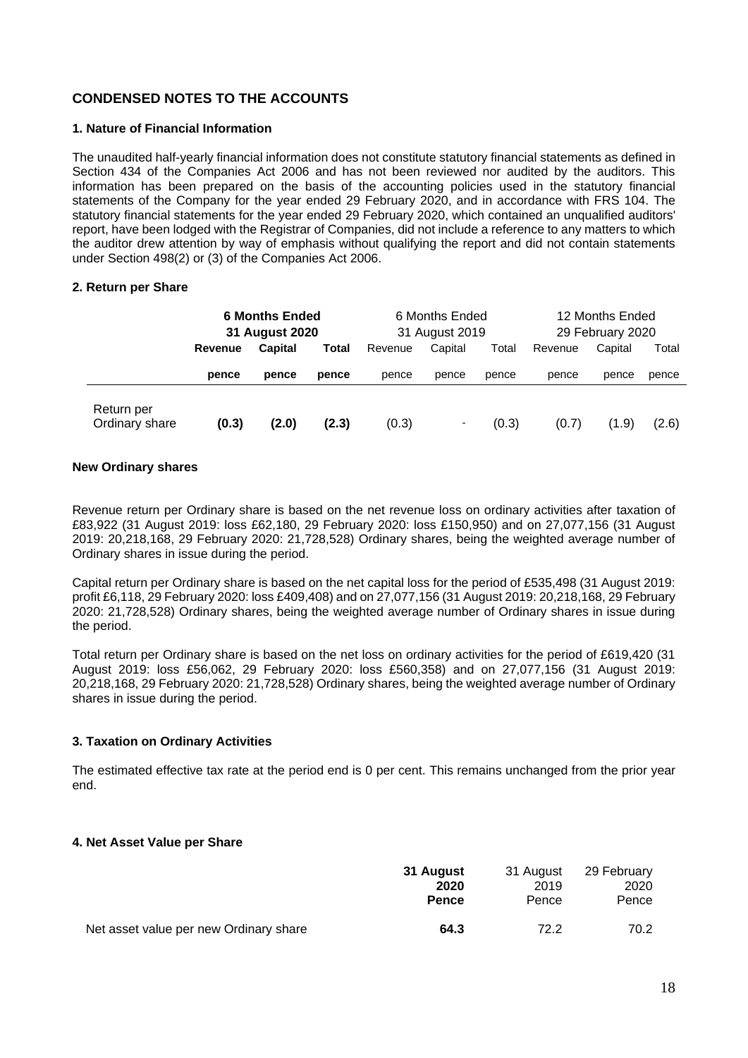## CONDENSED NOTES TO THE ACCOUNTS

### 1. Nature of Financial Information

The unaudited half-yearly financial information does not constitute statutory financial statements as defined in Section 434 of the Companies Act 2006 and has not been reviewed nor audited by the auditors. This information has been prepared on the basis of the accounting policies used in the statutory financial statements of the Company for the year ended 29 February 2020, and in accordance with FRS 104. The statutory financial statements for the year ended 29 February 2020, which contained an unqualified auditors' report, have been lodged with the Registrar of Companies, did not include a reference to any matters to which the auditor drew attention by way of emphasis without qualifying the report and did not contain statements under Section 498(2) or (3) of the Companies Act 2006.

### 2. Return per Share

| | **6 Months Ended 31 August 2020** | | | 6 Months Ended 31 August 2019 | | | 12 Months Ended 29 February 2020 | | |
|---|---|---|---|---|---|---|---|---|---|
| | **Revenue** | **Capital** | **Total** | Revenue | Capital | Total | Revenue | Capital | Total |
| | **pence** | **pence** | **pence** | pence | pence | pence | pence | pence | pence |
| Return per Ordinary share | **(0.3)** | **(2.0)** | **(2.3)** | (0.3) | - | (0.3) | (0.7) | (1.9) | (2.6) |

**New Ordinary shares**

Revenue return per Ordinary share is based on the net revenue loss on ordinary activities after taxation of £83,922 (31 August 2019: loss £62,180, 29 February 2020: loss £150,950) and on 27,077,156 (31 August 2019: 20,218,168, 29 February 2020: 21,728,528) Ordinary shares, being the weighted average number of Ordinary shares in issue during the period.

Capital return per Ordinary share is based on the net capital loss for the period of £535,498 (31 August 2019: profit £6,118, 29 February 2020: loss £409,408) and on 27,077,156 (31 August 2019: 20,218,168, 29 February 2020: 21,728,528) Ordinary shares, being the weighted average number of Ordinary shares in issue during the period.

Total return per Ordinary share is based on the net loss on ordinary activities for the period of £619,420 (31 August 2019: loss £56,062, 29 February 2020: loss £560,358) and on 27,077,156 (31 August 2019: 20,218,168, 29 February 2020: 21,728,528) Ordinary shares, being the weighted average number of Ordinary shares in issue during the period.

### 3. Taxation on Ordinary Activities

The estimated effective tax rate at the period end is 0 per cent. This remains unchanged from the prior year end.

### 4. Net Asset Value per Share

| | **31 August 2020** | 31 August 2019 | 29 February 2020 |
|---|---|---|---|
| | **Pence** | Pence | Pence |
| Net asset value per new Ordinary share | **64.3** | 72.2 | 70.2 |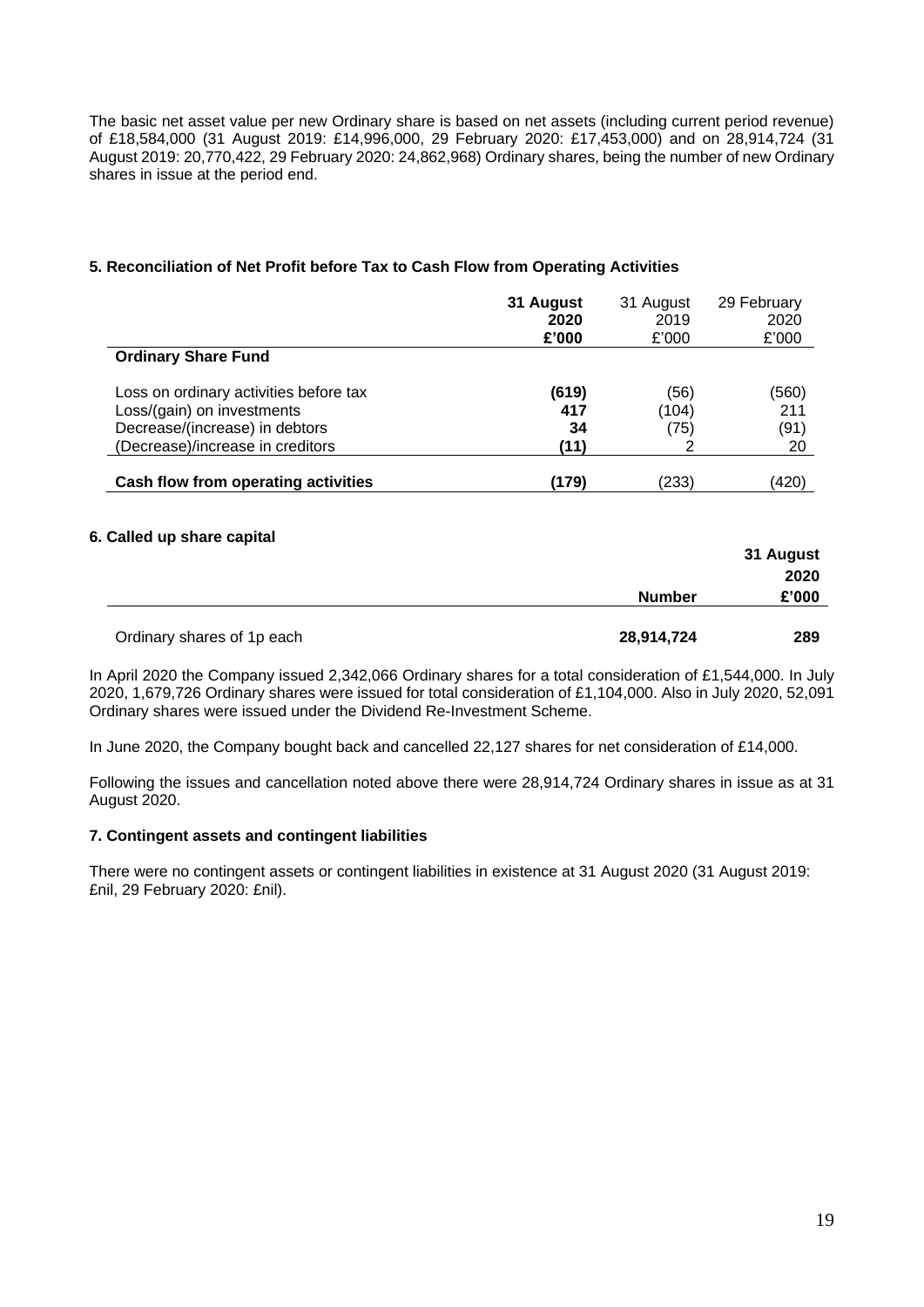The basic net asset value per new Ordinary share is based on net assets (including current period revenue) of £18,584,000 (31 August 2019: £14,996,000, 29 February 2020: £17,453,000) and on 28,914,724 (31 August 2019: 20,770,422, 29 February 2020: 24,862,968) Ordinary shares, being the number of new Ordinary shares in issue at the period end.

### 5. Reconciliation of Net Profit before Tax to Cash Flow from Operating Activities

| | **31 August 2020 £'000** | 31 August 2019 £'000 | 29 February 2020 £'000 |
|---|---|---|---|
| **Ordinary Share Fund** | | | |
| Loss on ordinary activities before tax | **(619)** | (56) | (560) |
| Loss/(gain) on investments | **417** | (104) | 211 |
| Decrease/(increase) in debtors | **34** | (75) | (91) |
| (Decrease)/increase in creditors | **(11)** | 2 | 20 |
| **Cash flow from operating activities** | **(179)** | (233) | (420) |

### 6. Called up share capital

| | **Number** | **31 August 2020 £'000** |
|---|---|---|
| Ordinary shares of 1p each | **28,914,724** | **289** |

In April 2020 the Company issued 2,342,066 Ordinary shares for a total consideration of £1,544,000. In July 2020, 1,679,726 Ordinary shares were issued for total consideration of £1,104,000. Also in July 2020, 52,091 Ordinary shares were issued under the Dividend Re-Investment Scheme.

In June 2020, the Company bought back and cancelled 22,127 shares for net consideration of £14,000.

Following the issues and cancellation noted above there were 28,914,724 Ordinary shares in issue as at 31 August 2020.

### 7. Contingent assets and contingent liabilities

There were no contingent assets or contingent liabilities in existence at 31 August 2020 (31 August 2019: £nil, 29 February 2020: £nil).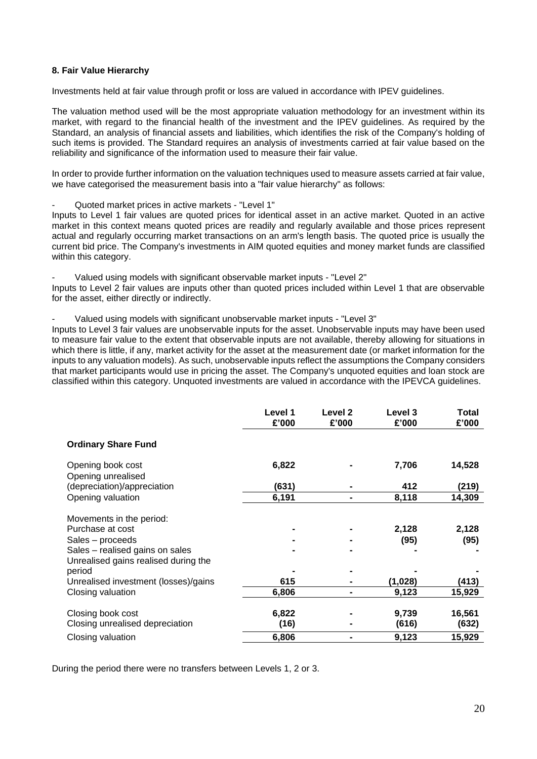**8. Fair Value Hierarchy**

Investments held at fair value through profit or loss are valued in accordance with IPEV guidelines.

The valuation method used will be the most appropriate valuation methodology for an investment within its market, with regard to the financial health of the investment and the IPEV guidelines. As required by the Standard, an analysis of financial assets and liabilities, which identifies the risk of the Company's holding of such items is provided. The Standard requires an analysis of investments carried at fair value based on the reliability and significance of the information used to measure their fair value.

In order to provide further information on the valuation techniques used to measure assets carried at fair value, we have categorised the measurement basis into a "fair value hierarchy" as follows:

- Quoted market prices in active markets - "Level 1"

Inputs to Level 1 fair values are quoted prices for identical asset in an active market. Quoted in an active market in this context means quoted prices are readily and regularly available and those prices represent actual and regularly occurring market transactions on an arm's length basis. The quoted price is usually the current bid price. The Company's investments in AIM quoted equities and money market funds are classified within this category.

- Valued using models with significant observable market inputs - "Level 2"

Inputs to Level 2 fair values are inputs other than quoted prices included within Level 1 that are observable for the asset, either directly or indirectly.

- Valued using models with significant unobservable market inputs - "Level 3"

Inputs to Level 3 fair values are unobservable inputs for the asset. Unobservable inputs may have been used to measure fair value to the extent that observable inputs are not available, thereby allowing for situations in which there is little, if any, market activity for the asset at the measurement date (or market information for the inputs to any valuation models). As such, unobservable inputs reflect the assumptions the Company considers that market participants would use in pricing the asset. The Company's unquoted equities and loan stock are classified within this category. Unquoted investments are valued in accordance with the IPEVCA guidelines.

| | Level 1 £'000 | Level 2 £'000 | Level 3 £'000 | Total £'000 |
|---|---|---|---|---|
| **Ordinary Share Fund** | | | | |
| Opening book cost | **6,822** | **-** | **7,706** | **14,528** |
| Opening unrealised (depreciation)/appreciation | **(631)** | **-** | **412** | **(219)** |
| Opening valuation | **6,191** | **-** | **8,118** | **14,309** |
| Movements in the period: | | | | |
| Purchase at cost | **-** | **-** | **2,128** | **2,128** |
| Sales – proceeds | **-** | **-** | **(95)** | **(95)** |
| Sales – realised gains on sales | **-** | **-** | **-** | **-** |
| Unrealised gains realised during the period | **-** | **-** | **-** | **-** |
| Unrealised investment (losses)/gains | **615** | **-** | **(1,028)** | **(413)** |
| Closing valuation | **6,806** | **-** | **9,123** | **15,929** |
| Closing book cost | **6,822** | **-** | **9,739** | **16,561** |
| Closing unrealised depreciation | **(16)** | **-** | **(616)** | **(632)** |
| Closing valuation | **6,806** | **-** | **9,123** | **15,929** |

During the period there were no transfers between Levels 1, 2 or 3.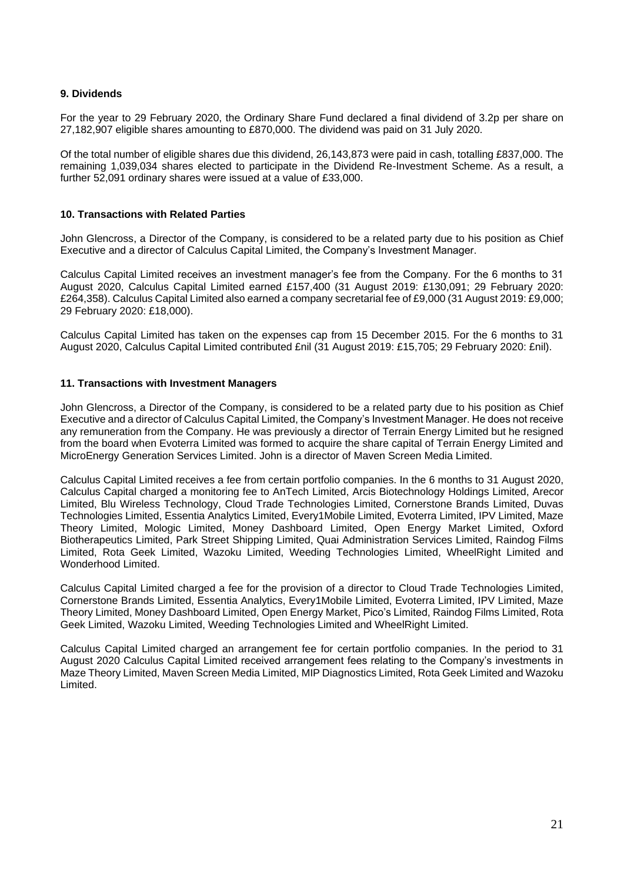### 9. Dividends

For the year to 29 February 2020, the Ordinary Share Fund declared a final dividend of 3.2p per share on 27,182,907 eligible shares amounting to £870,000. The dividend was paid on 31 July 2020.

Of the total number of eligible shares due this dividend, 26,143,873 were paid in cash, totalling £837,000. The remaining 1,039,034 shares elected to participate in the Dividend Re-Investment Scheme. As a result, a further 52,091 ordinary shares were issued at a value of £33,000.

### 10. Transactions with Related Parties

John Glencross, a Director of the Company, is considered to be a related party due to his position as Chief Executive and a director of Calculus Capital Limited, the Company's Investment Manager.

Calculus Capital Limited receives an investment manager's fee from the Company. For the 6 months to 31 August 2020, Calculus Capital Limited earned £157,400 (31 August 2019: £130,091; 29 February 2020: £264,358). Calculus Capital Limited also earned a company secretarial fee of £9,000 (31 August 2019: £9,000; 29 February 2020: £18,000).

Calculus Capital Limited has taken on the expenses cap from 15 December 2015. For the 6 months to 31 August 2020, Calculus Capital Limited contributed £nil (31 August 2019: £15,705; 29 February 2020: £nil).

### 11. Transactions with Investment Managers

John Glencross, a Director of the Company, is considered to be a related party due to his position as Chief Executive and a director of Calculus Capital Limited, the Company's Investment Manager. He does not receive any remuneration from the Company. He was previously a director of Terrain Energy Limited but he resigned from the board when Evoterra Limited was formed to acquire the share capital of Terrain Energy Limited and MicroEnergy Generation Services Limited. John is a director of Maven Screen Media Limited.

Calculus Capital Limited receives a fee from certain portfolio companies. In the 6 months to 31 August 2020, Calculus Capital charged a monitoring fee to AnTech Limited, Arcis Biotechnology Holdings Limited, Arecor Limited, Blu Wireless Technology, Cloud Trade Technologies Limited, Cornerstone Brands Limited, Duvas Technologies Limited, Essentia Analytics Limited, Every1Mobile Limited, Evoterra Limited, IPV Limited, Maze Theory Limited, Mologic Limited, Money Dashboard Limited, Open Energy Market Limited, Oxford Biotherapeutics Limited, Park Street Shipping Limited, Quai Administration Services Limited, Raindog Films Limited, Rota Geek Limited, Wazoku Limited, Weeding Technologies Limited, WheelRight Limited and Wonderhood Limited.

Calculus Capital Limited charged a fee for the provision of a director to Cloud Trade Technologies Limited, Cornerstone Brands Limited, Essentia Analytics, Every1Mobile Limited, Evoterra Limited, IPV Limited, Maze Theory Limited, Money Dashboard Limited, Open Energy Market, Pico's Limited, Raindog Films Limited, Rota Geek Limited, Wazoku Limited, Weeding Technologies Limited and WheelRight Limited.

Calculus Capital Limited charged an arrangement fee for certain portfolio companies. In the period to 31 August 2020 Calculus Capital Limited received arrangement fees relating to the Company's investments in Maze Theory Limited, Maven Screen Media Limited, MIP Diagnostics Limited, Rota Geek Limited and Wazoku Limited.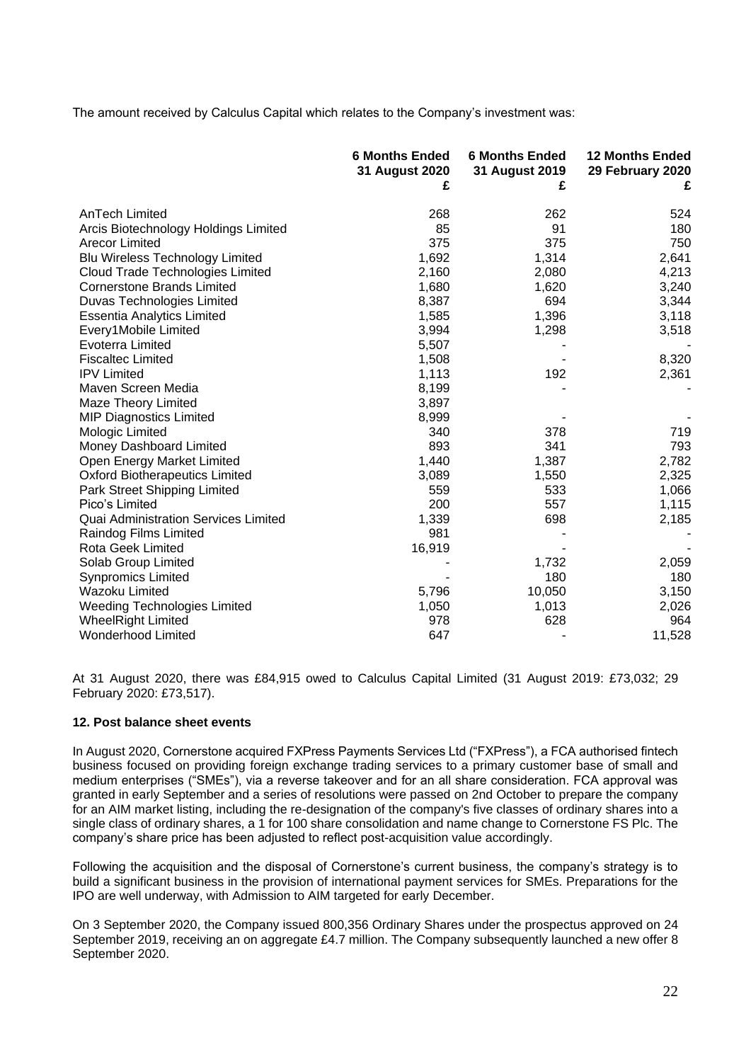The amount received by Calculus Capital which relates to the Company's investment was:

| | 6 Months Ended 31 August 2020 £ | 6 Months Ended 31 August 2019 £ | 12 Months Ended 29 February 2020 £ |
|---|---|---|---|
| AnTech Limited | 268 | 262 | 524 |
| Arcis Biotechnology Holdings Limited | 85 | 91 | 180 |
| Arecor Limited | 375 | 375 | 750 |
| Blu Wireless Technology Limited | 1,692 | 1,314 | 2,641 |
| Cloud Trade Technologies Limited | 2,160 | 2,080 | 4,213 |
| Cornerstone Brands Limited | 1,680 | 1,620 | 3,240 |
| Duvas Technologies Limited | 8,387 | 694 | 3,344 |
| Essentia Analytics Limited | 1,585 | 1,396 | 3,118 |
| Every1Mobile Limited | 3,994 | 1,298 | 3,518 |
| Evoterra Limited | 5,507 | - | - |
| Fiscaltec Limited | 1,508 | - | 8,320 |
| IPV Limited | 1,113 | 192 | 2,361 |
| Maven Screen Media | 8,199 | - | - |
| Maze Theory Limited | 3,897 | | |
| MIP Diagnostics Limited | 8,999 | - | - |
| Mologic Limited | 340 | 378 | 719 |
| Money Dashboard Limited | 893 | 341 | 793 |
| Open Energy Market Limited | 1,440 | 1,387 | 2,782 |
| Oxford Biotherapeutics Limited | 3,089 | 1,550 | 2,325 |
| Park Street Shipping Limited | 559 | 533 | 1,066 |
| Pico's Limited | 200 | 557 | 1,115 |
| Quai Administration Services Limited | 1,339 | 698 | 2,185 |
| Raindog Films Limited | 981 | - | - |
| Rota Geek Limited | 16,919 | - | - |
| Solab Group Limited | - | 1,732 | 2,059 |
| Synpromics Limited | - | 180 | 180 |
| Wazoku Limited | 5,796 | 10,050 | 3,150 |
| Weeding Technologies Limited | 1,050 | 1,013 | 2,026 |
| WheelRight Limited | 978 | 628 | 964 |
| Wonderhood Limited | 647 | - | 11,528 |

At 31 August 2020, there was £84,915 owed to Calculus Capital Limited (31 August 2019: £73,032; 29 February 2020: £73,517).

**12. Post balance sheet events**

In August 2020, Cornerstone acquired FXPress Payments Services Ltd ("FXPress"), a FCA authorised fintech business focused on providing foreign exchange trading services to a primary customer base of small and medium enterprises ("SMEs"), via a reverse takeover and for an all share consideration. FCA approval was granted in early September and a series of resolutions were passed on 2nd October to prepare the company for an AIM market listing, including the re-designation of the company's five classes of ordinary shares into a single class of ordinary shares, a 1 for 100 share consolidation and name change to Cornerstone FS Plc. The company's share price has been adjusted to reflect post-acquisition value accordingly.

Following the acquisition and the disposal of Cornerstone's current business, the company's strategy is to build a significant business in the provision of international payment services for SMEs. Preparations for the IPO are well underway, with Admission to AIM targeted for early December.

On 3 September 2020, the Company issued 800,356 Ordinary Shares under the prospectus approved on 24 September 2019, receiving an on aggregate £4.7 million. The Company subsequently launched a new offer 8 September 2020.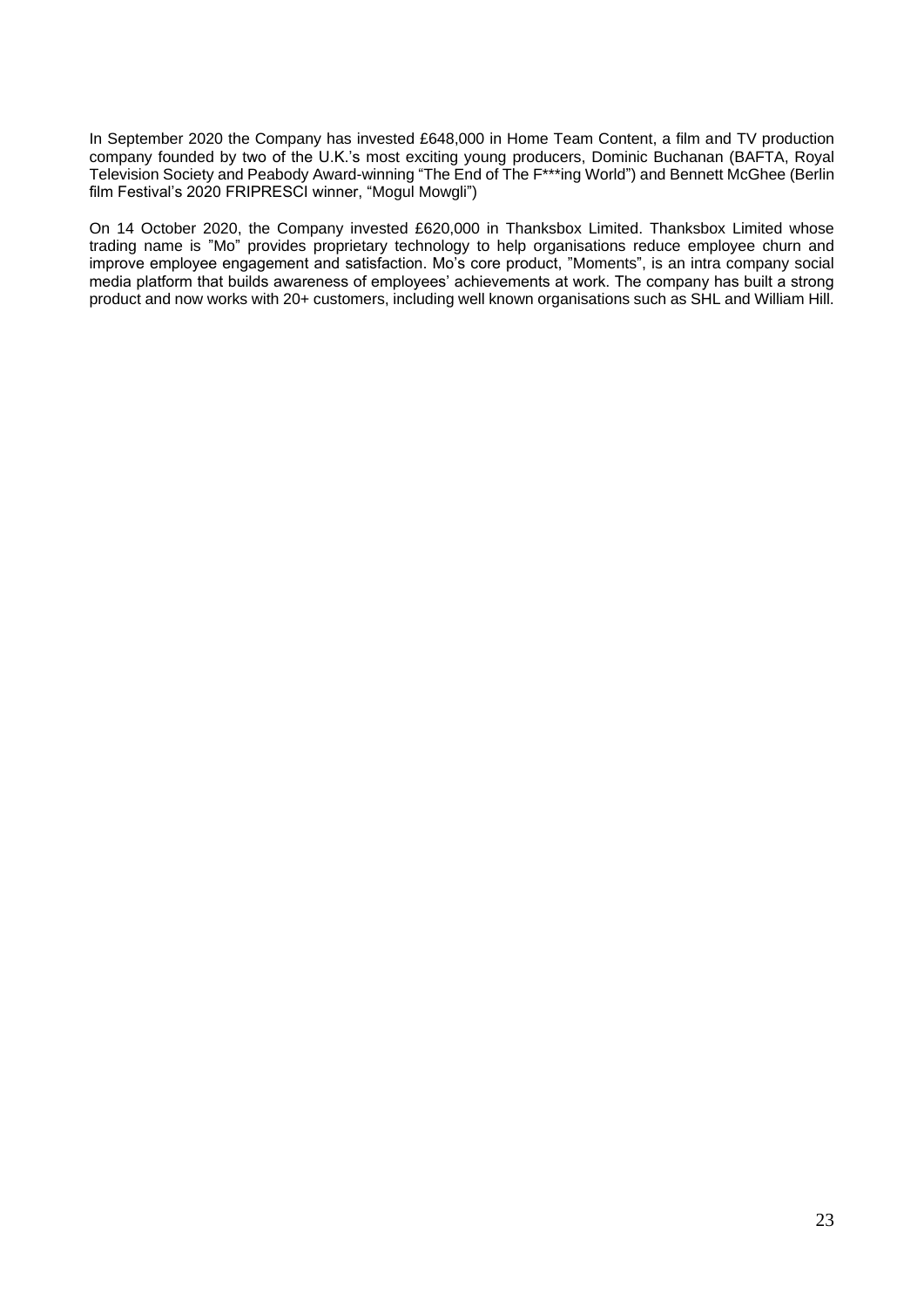In September 2020 the Company has invested £648,000 in Home Team Content, a film and TV production company founded by two of the U.K.'s most exciting young producers, Dominic Buchanan (BAFTA, Royal Television Society and Peabody Award-winning "The End of The F***ing World") and Bennett McGhee (Berlin film Festival's 2020 FRIPRESCI winner, "Mogul Mowgli")

On 14 October 2020, the Company invested £620,000 in Thanksbox Limited. Thanksbox Limited whose trading name is "Mo" provides proprietary technology to help organisations reduce employee churn and improve employee engagement and satisfaction. Mo's core product, "Moments", is an intra company social media platform that builds awareness of employees' achievements at work. The company has built a strong product and now works with 20+ customers, including well known organisations such as SHL and William Hill.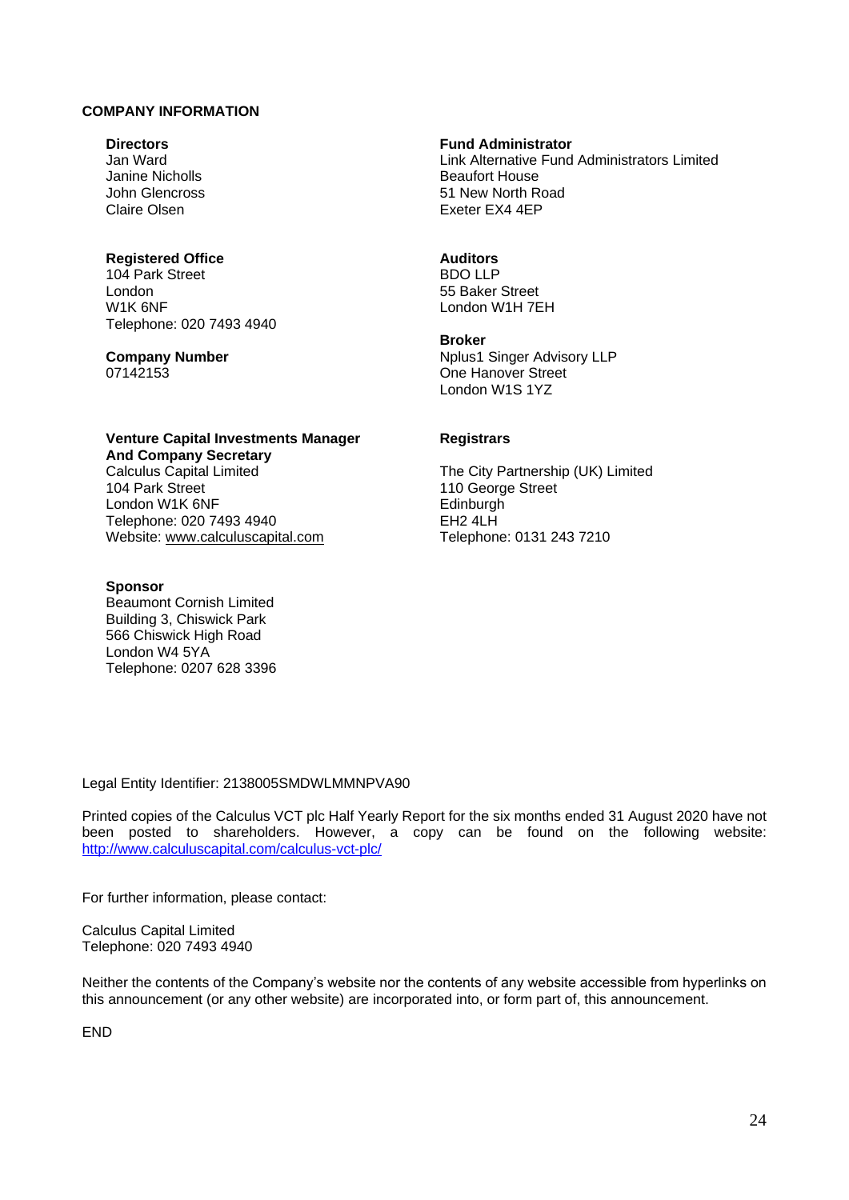## COMPANY INFORMATION

**Directors**
Jan Ward
Janine Nicholls
John Glencross
Claire Olsen

**Registered Office**
104 Park Street
London
W1K 6NF
Telephone: 020 7493 4940

**Company Number**
07142153

**Venture Capital Investments Manager And Company Secretary**
Calculus Capital Limited
104 Park Street
London W1K 6NF
Telephone: 020 7493 4940
Website: www.calculuscapital.com

**Sponsor**
Beaumont Cornish Limited
Building 3, Chiswick Park
566 Chiswick High Road
London W4 5YA
Telephone: 0207 628 3396

**Fund Administrator**
Link Alternative Fund Administrators Limited
Beaufort House
51 New North Road
Exeter EX4 4EP

**Auditors**
BDO LLP
55 Baker Street
London W1H 7EH

**Broker**
Nplus1 Singer Advisory LLP
One Hanover Street
London W1S 1YZ

**Registrars**

The City Partnership (UK) Limited
110 George Street
Edinburgh
EH2 4LH
Telephone: 0131 243 7210

Legal Entity Identifier: 2138005SMDWLMMNPVA90

Printed copies of the Calculus VCT plc Half Yearly Report for the six months ended 31 August 2020 have not been posted to shareholders. However, a copy can be found on the following website: http://www.calculuscapital.com/calculus-vct-plc/

For further information, please contact:

Calculus Capital Limited
Telephone: 020 7493 4940

Neither the contents of the Company's website nor the contents of any website accessible from hyperlinks on this announcement (or any other website) are incorporated into, or form part of, this announcement.

END